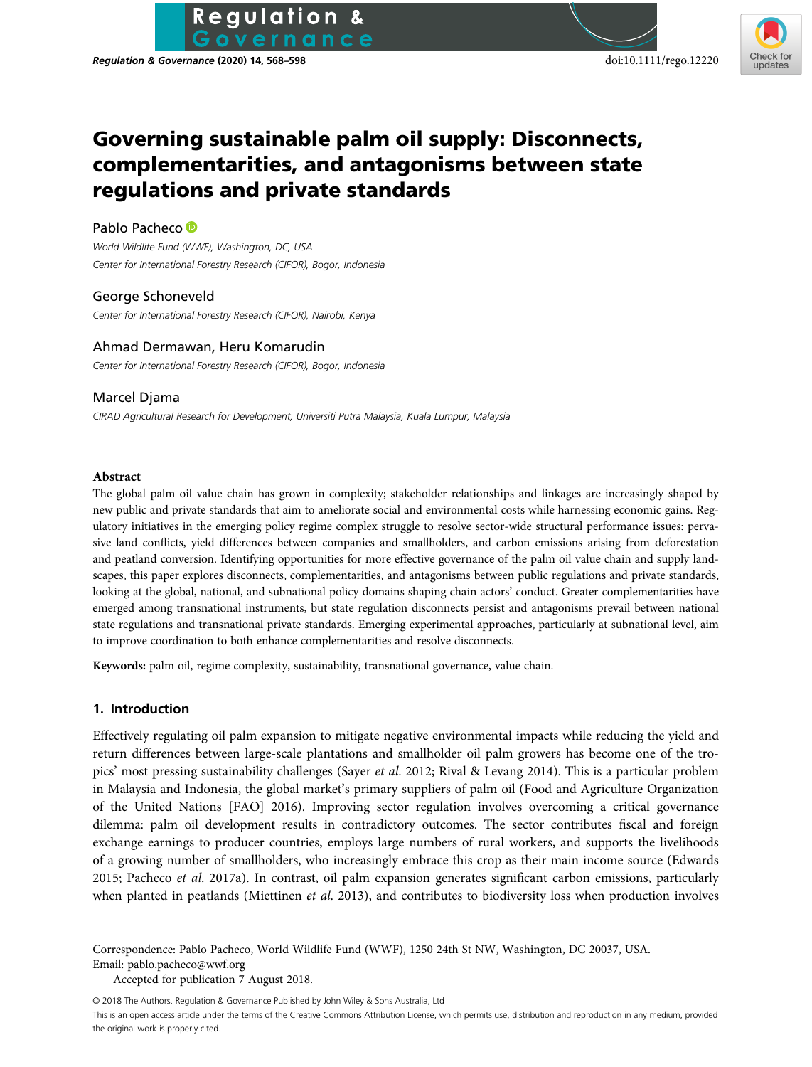# Governing sustainable palm oil supply: Disconnects, complementarities, and antagonisms between state regulations and private standards

Pablo Pacheco
*World Wildlife Fund (WWF), Washington, DC, USA*
*Center for International Forestry Research (CIFOR), Bogor, Indonesia*

George Schoneveld
*Center for International Forestry Research (CIFOR), Nairobi, Kenya*

Ahmad Dermawan, Heru Komarudin
*Center for International Forestry Research (CIFOR), Bogor, Indonesia*

Marcel Djama
*CIRAD Agricultural Research for Development, Universiti Putra Malaysia, Kuala Lumpur, Malaysia*

## Abstract

The global palm oil value chain has grown in complexity; stakeholder relationships and linkages are increasingly shaped by new public and private standards that aim to ameliorate social and environmental costs while harnessing economic gains. Regulatory initiatives in the emerging policy regime complex struggle to resolve sector-wide structural performance issues: pervasive land conflicts, yield differences between companies and smallholders, and carbon emissions arising from deforestation and peatland conversion. Identifying opportunities for more effective governance of the palm oil value chain and supply landscapes, this paper explores disconnects, complementarities, and antagonisms between public regulations and private standards, looking at the global, national, and subnational policy domains shaping chain actors' conduct. Greater complementarities have emerged among transnational instruments, but state regulation disconnects persist and antagonisms prevail between national state regulations and transnational private standards. Emerging experimental approaches, particularly at subnational level, aim to improve coordination to both enhance complementarities and resolve disconnects.

**Keywords:** palm oil, regime complexity, sustainability, transnational governance, value chain.

## 1. Introduction

Effectively regulating oil palm expansion to mitigate negative environmental impacts while reducing the yield and return differences between large-scale plantations and smallholder oil palm growers has become one of the tropics' most pressing sustainability challenges (Sayer *et al.* 2012; Rival & Levang 2014). This is a particular problem in Malaysia and Indonesia, the global market's primary suppliers of palm oil (Food and Agriculture Organization of the United Nations [FAO] 2016). Improving sector regulation involves overcoming a critical governance dilemma: palm oil development results in contradictory outcomes. The sector contributes fiscal and foreign exchange earnings to producer countries, employs large numbers of rural workers, and supports the livelihoods of a growing number of smallholders, who increasingly embrace this crop as their main income source (Edwards 2015; Pacheco *et al.* 2017a). In contrast, oil palm expansion generates significant carbon emissions, particularly when planted in peatlands (Miettinen *et al.* 2013), and contributes to biodiversity loss when production involves

Correspondence: Pablo Pacheco, World Wildlife Fund (WWF), 1250 24th St NW, Washington, DC 20037, USA.
Email: pablo.pacheco@wwf.org
Accepted for publication 7 August 2018.

© 2018 The Authors. Regulation & Governance Published by John Wiley & Sons Australia, Ltd
This is an open access article under the terms of the Creative Commons Attribution License, which permits use, distribution and reproduction in any medium, provided the original work is properly cited.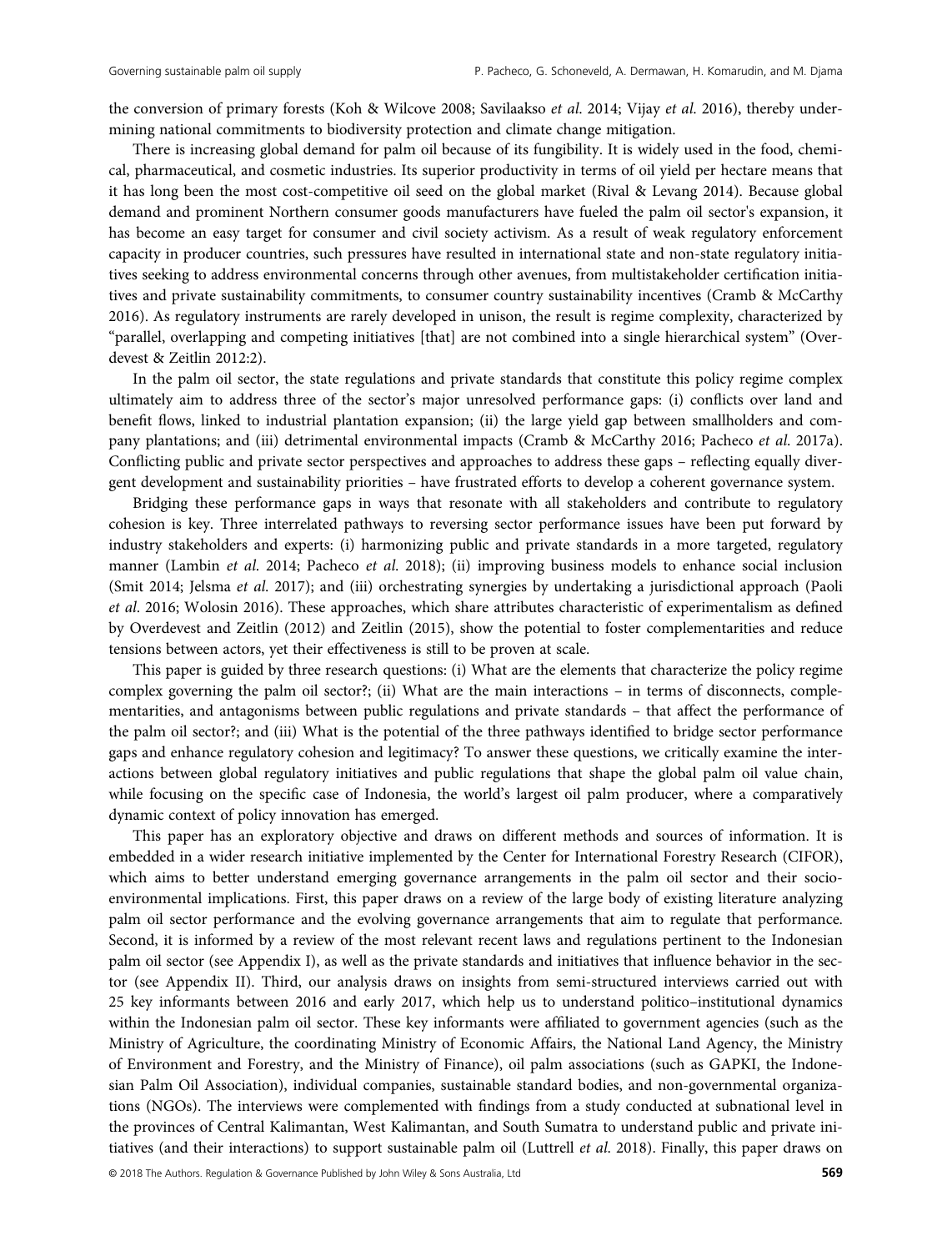the conversion of primary forests (Koh & Wilcove 2008; Savilaakso *et al.* 2014; Vijay *et al.* 2016), thereby undermining national commitments to biodiversity protection and climate change mitigation.

There is increasing global demand for palm oil because of its fungibility. It is widely used in the food, chemical, pharmaceutical, and cosmetic industries. Its superior productivity in terms of oil yield per hectare means that it has long been the most cost-competitive oil seed on the global market (Rival & Levang 2014). Because global demand and prominent Northern consumer goods manufacturers have fueled the palm oil sector's expansion, it has become an easy target for consumer and civil society activism. As a result of weak regulatory enforcement capacity in producer countries, such pressures have resulted in international state and non-state regulatory initiatives seeking to address environmental concerns through other avenues, from multistakeholder certification initiatives and private sustainability commitments, to consumer country sustainability incentives (Cramb & McCarthy 2016). As regulatory instruments are rarely developed in unison, the result is regime complexity, characterized by "parallel, overlapping and competing initiatives [that] are not combined into a single hierarchical system" (Overdevest & Zeitlin 2012:2).

In the palm oil sector, the state regulations and private standards that constitute this policy regime complex ultimately aim to address three of the sector's major unresolved performance gaps: (i) conflicts over land and benefit flows, linked to industrial plantation expansion; (ii) the large yield gap between smallholders and company plantations; and (iii) detrimental environmental impacts (Cramb & McCarthy 2016; Pacheco *et al.* 2017a). Conflicting public and private sector perspectives and approaches to address these gaps – reflecting equally divergent development and sustainability priorities – have frustrated efforts to develop a coherent governance system.

Bridging these performance gaps in ways that resonate with all stakeholders and contribute to regulatory cohesion is key. Three interrelated pathways to reversing sector performance issues have been put forward by industry stakeholders and experts: (i) harmonizing public and private standards in a more targeted, regulatory manner (Lambin *et al.* 2014; Pacheco *et al.* 2018); (ii) improving business models to enhance social inclusion (Smit 2014; Jelsma *et al.* 2017); and (iii) orchestrating synergies by undertaking a jurisdictional approach (Paoli *et al.* 2016; Wolosin 2016). These approaches, which share attributes characteristic of experimentalism as defined by Overdevest and Zeitlin (2012) and Zeitlin (2015), show the potential to foster complementarities and reduce tensions between actors, yet their effectiveness is still to be proven at scale.

This paper is guided by three research questions: (i) What are the elements that characterize the policy regime complex governing the palm oil sector?; (ii) What are the main interactions – in terms of disconnects, complementarities, and antagonisms between public regulations and private standards – that affect the performance of the palm oil sector?; and (iii) What is the potential of the three pathways identified to bridge sector performance gaps and enhance regulatory cohesion and legitimacy? To answer these questions, we critically examine the interactions between global regulatory initiatives and public regulations that shape the global palm oil value chain, while focusing on the specific case of Indonesia, the world's largest oil palm producer, where a comparatively dynamic context of policy innovation has emerged.

This paper has an exploratory objective and draws on different methods and sources of information. It is embedded in a wider research initiative implemented by the Center for International Forestry Research (CIFOR), which aims to better understand emerging governance arrangements in the palm oil sector and their socio-environmental implications. First, this paper draws on a review of the large body of existing literature analyzing palm oil sector performance and the evolving governance arrangements that aim to regulate that performance. Second, it is informed by a review of the most relevant recent laws and regulations pertinent to the Indonesian palm oil sector (see Appendix I), as well as the private standards and initiatives that influence behavior in the sector (see Appendix II). Third, our analysis draws on insights from semi-structured interviews carried out with 25 key informants between 2016 and early 2017, which help us to understand politico–institutional dynamics within the Indonesian palm oil sector. These key informants were affiliated to government agencies (such as the Ministry of Agriculture, the coordinating Ministry of Economic Affairs, the National Land Agency, the Ministry of Environment and Forestry, and the Ministry of Finance), oil palm associations (such as GAPKI, the Indonesian Palm Oil Association), individual companies, sustainable standard bodies, and non-governmental organizations (NGOs). The interviews were complemented with findings from a study conducted at subnational level in the provinces of Central Kalimantan, West Kalimantan, and South Sumatra to understand public and private initiatives (and their interactions) to support sustainable palm oil (Luttrell *et al.* 2018). Finally, this paper draws on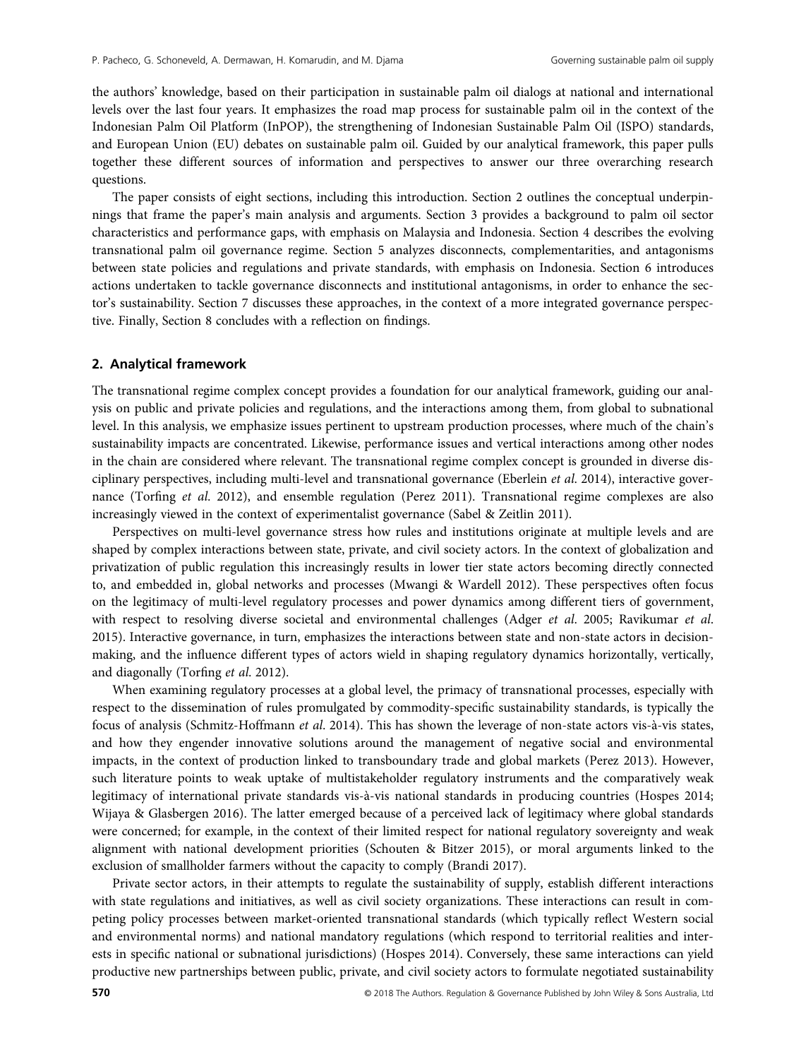the authors' knowledge, based on their participation in sustainable palm oil dialogs at national and international levels over the last four years. It emphasizes the road map process for sustainable palm oil in the context of the Indonesian Palm Oil Platform (InPOP), the strengthening of Indonesian Sustainable Palm Oil (ISPO) standards, and European Union (EU) debates on sustainable palm oil. Guided by our analytical framework, this paper pulls together these different sources of information and perspectives to answer our three overarching research questions.

The paper consists of eight sections, including this introduction. Section 2 outlines the conceptual underpinnings that frame the paper's main analysis and arguments. Section 3 provides a background to palm oil sector characteristics and performance gaps, with emphasis on Malaysia and Indonesia. Section 4 describes the evolving transnational palm oil governance regime. Section 5 analyzes disconnects, complementarities, and antagonisms between state policies and regulations and private standards, with emphasis on Indonesia. Section 6 introduces actions undertaken to tackle governance disconnects and institutional antagonisms, in order to enhance the sector's sustainability. Section 7 discusses these approaches, in the context of a more integrated governance perspective. Finally, Section 8 concludes with a reflection on findings.

## 2. Analytical framework

The transnational regime complex concept provides a foundation for our analytical framework, guiding our analysis on public and private policies and regulations, and the interactions among them, from global to subnational level. In this analysis, we emphasize issues pertinent to upstream production processes, where much of the chain's sustainability impacts are concentrated. Likewise, performance issues and vertical interactions among other nodes in the chain are considered where relevant. The transnational regime complex concept is grounded in diverse disciplinary perspectives, including multi-level and transnational governance (Eberlein *et al.* 2014), interactive governance (Torfing *et al.* 2012), and ensemble regulation (Perez 2011). Transnational regime complexes are also increasingly viewed in the context of experimentalist governance (Sabel & Zeitlin 2011).

Perspectives on multi-level governance stress how rules and institutions originate at multiple levels and are shaped by complex interactions between state, private, and civil society actors. In the context of globalization and privatization of public regulation this increasingly results in lower tier state actors becoming directly connected to, and embedded in, global networks and processes (Mwangi & Wardell 2012). These perspectives often focus on the legitimacy of multi-level regulatory processes and power dynamics among different tiers of government, with respect to resolving diverse societal and environmental challenges (Adger *et al.* 2005; Ravikumar *et al.* 2015). Interactive governance, in turn, emphasizes the interactions between state and non-state actors in decision-making, and the influence different types of actors wield in shaping regulatory dynamics horizontally, vertically, and diagonally (Torfing *et al.* 2012).

When examining regulatory processes at a global level, the primacy of transnational processes, especially with respect to the dissemination of rules promulgated by commodity-specific sustainability standards, is typically the focus of analysis (Schmitz-Hoffmann *et al.* 2014). This has shown the leverage of non-state actors vis-à-vis states, and how they engender innovative solutions around the management of negative social and environmental impacts, in the context of production linked to transboundary trade and global markets (Perez 2013). However, such literature points to weak uptake of multistakeholder regulatory instruments and the comparatively weak legitimacy of international private standards vis-à-vis national standards in producing countries (Hospes 2014; Wijaya & Glasbergen 2016). The latter emerged because of a perceived lack of legitimacy where global standards were concerned; for example, in the context of their limited respect for national regulatory sovereignty and weak alignment with national development priorities (Schouten & Bitzer 2015), or moral arguments linked to the exclusion of smallholder farmers without the capacity to comply (Brandi 2017).

Private sector actors, in their attempts to regulate the sustainability of supply, establish different interactions with state regulations and initiatives, as well as civil society organizations. These interactions can result in competing policy processes between market-oriented transnational standards (which typically reflect Western social and environmental norms) and national mandatory regulations (which respond to territorial realities and interests in specific national or subnational jurisdictions) (Hospes 2014). Conversely, these same interactions can yield productive new partnerships between public, private, and civil society actors to formulate negotiated sustainability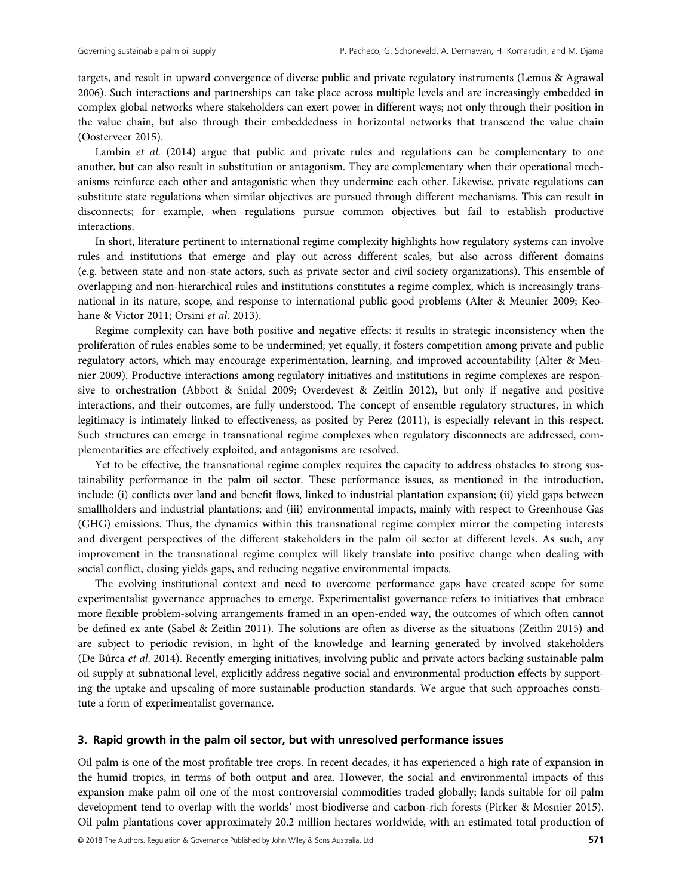targets, and result in upward convergence of diverse public and private regulatory instruments (Lemos & Agrawal 2006). Such interactions and partnerships can take place across multiple levels and are increasingly embedded in complex global networks where stakeholders can exert power in different ways; not only through their position in the value chain, but also through their embeddedness in horizontal networks that transcend the value chain (Oosterveer 2015).

Lambin *et al*. (2014) argue that public and private rules and regulations can be complementary to one another, but can also result in substitution or antagonism. They are complementary when their operational mechanisms reinforce each other and antagonistic when they undermine each other. Likewise, private regulations can substitute state regulations when similar objectives are pursued through different mechanisms. This can result in disconnects; for example, when regulations pursue common objectives but fail to establish productive interactions.

In short, literature pertinent to international regime complexity highlights how regulatory systems can involve rules and institutions that emerge and play out across different scales, but also across different domains (e.g. between state and non-state actors, such as private sector and civil society organizations). This ensemble of overlapping and non-hierarchical rules and institutions constitutes a regime complex, which is increasingly transnational in its nature, scope, and response to international public good problems (Alter & Meunier 2009; Keohane & Victor 2011; Orsini *et al*. 2013).

Regime complexity can have both positive and negative effects: it results in strategic inconsistency when the proliferation of rules enables some to be undermined; yet equally, it fosters competition among private and public regulatory actors, which may encourage experimentation, learning, and improved accountability (Alter & Meunier 2009). Productive interactions among regulatory initiatives and institutions in regime complexes are responsive to orchestration (Abbott & Snidal 2009; Overdevest & Zeitlin 2012), but only if negative and positive interactions, and their outcomes, are fully understood. The concept of ensemble regulatory structures, in which legitimacy is intimately linked to effectiveness, as posited by Perez (2011), is especially relevant in this respect. Such structures can emerge in transnational regime complexes when regulatory disconnects are addressed, complementarities are effectively exploited, and antagonisms are resolved.

Yet to be effective, the transnational regime complex requires the capacity to address obstacles to strong sustainability performance in the palm oil sector. These performance issues, as mentioned in the introduction, include: (i) conflicts over land and benefit flows, linked to industrial plantation expansion; (ii) yield gaps between smallholders and industrial plantations; and (iii) environmental impacts, mainly with respect to Greenhouse Gas (GHG) emissions. Thus, the dynamics within this transnational regime complex mirror the competing interests and divergent perspectives of the different stakeholders in the palm oil sector at different levels. As such, any improvement in the transnational regime complex will likely translate into positive change when dealing with social conflict, closing yields gaps, and reducing negative environmental impacts.

The evolving institutional context and need to overcome performance gaps have created scope for some experimentalist governance approaches to emerge. Experimentalist governance refers to initiatives that embrace more flexible problem-solving arrangements framed in an open-ended way, the outcomes of which often cannot be defined ex ante (Sabel & Zeitlin 2011). The solutions are often as diverse as the situations (Zeitlin 2015) and are subject to periodic revision, in light of the knowledge and learning generated by involved stakeholders (De Búrca *et al*. 2014). Recently emerging initiatives, involving public and private actors backing sustainable palm oil supply at subnational level, explicitly address negative social and environmental production effects by supporting the uptake and upscaling of more sustainable production standards. We argue that such approaches constitute a form of experimentalist governance.

## 3. Rapid growth in the palm oil sector, but with unresolved performance issues

Oil palm is one of the most profitable tree crops. In recent decades, it has experienced a high rate of expansion in the humid tropics, in terms of both output and area. However, the social and environmental impacts of this expansion make palm oil one of the most controversial commodities traded globally; lands suitable for oil palm development tend to overlap with the worlds' most biodiverse and carbon-rich forests (Pirker & Mosnier 2015). Oil palm plantations cover approximately 20.2 million hectares worldwide, with an estimated total production of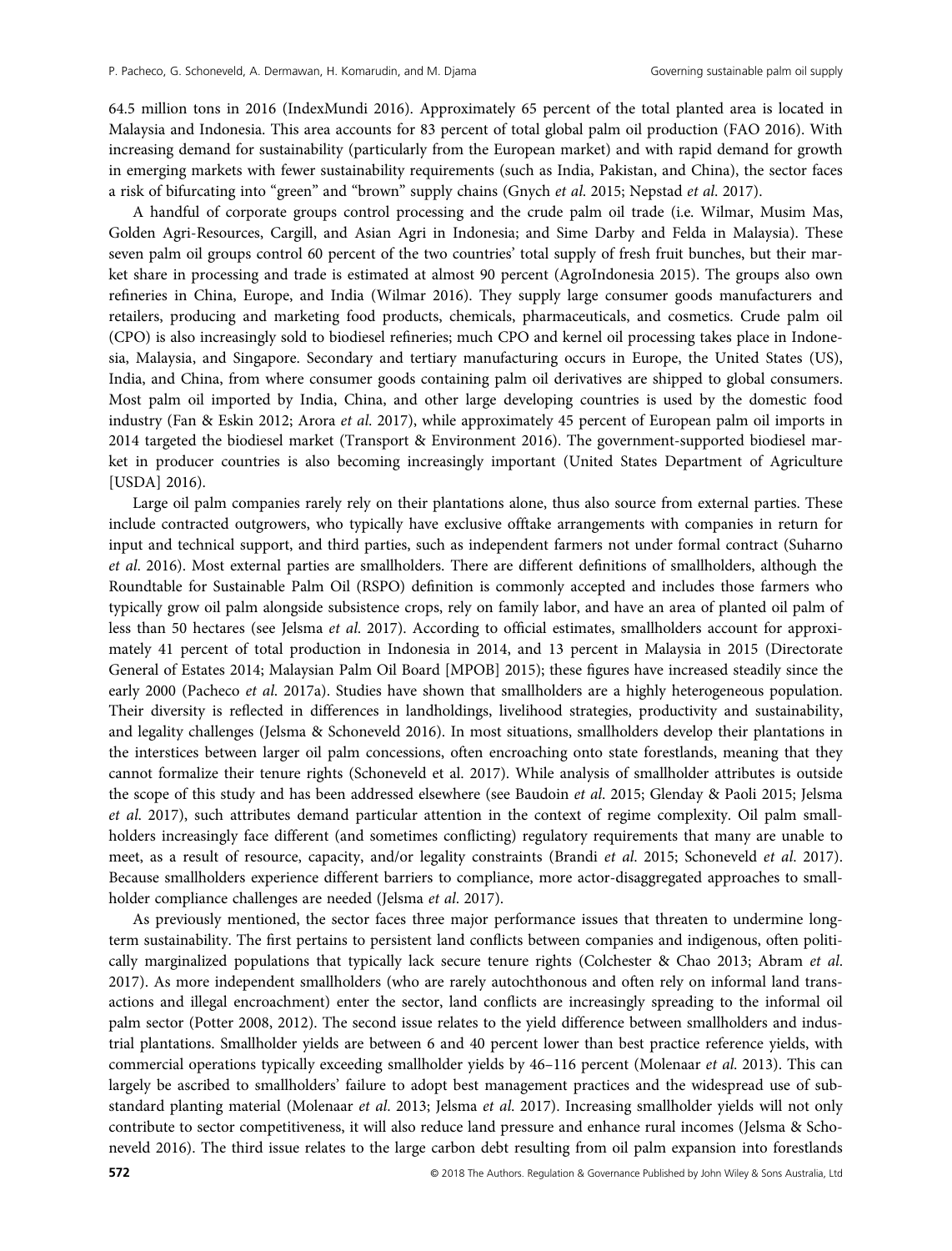64.5 million tons in 2016 (IndexMundi 2016). Approximately 65 percent of the total planted area is located in Malaysia and Indonesia. This area accounts for 83 percent of total global palm oil production (FAO 2016). With increasing demand for sustainability (particularly from the European market) and with rapid demand for growth in emerging markets with fewer sustainability requirements (such as India, Pakistan, and China), the sector faces a risk of bifurcating into "green" and "brown" supply chains (Gnych *et al.* 2015; Nepstad *et al.* 2017).

A handful of corporate groups control processing and the crude palm oil trade (i.e. Wilmar, Musim Mas, Golden Agri-Resources, Cargill, and Asian Agri in Indonesia; and Sime Darby and Felda in Malaysia). These seven palm oil groups control 60 percent of the two countries' total supply of fresh fruit bunches, but their market share in processing and trade is estimated at almost 90 percent (AgroIndonesia 2015). The groups also own refineries in China, Europe, and India (Wilmar 2016). They supply large consumer goods manufacturers and retailers, producing and marketing food products, chemicals, pharmaceuticals, and cosmetics. Crude palm oil (CPO) is also increasingly sold to biodiesel refineries; much CPO and kernel oil processing takes place in Indonesia, Malaysia, and Singapore. Secondary and tertiary manufacturing occurs in Europe, the United States (US), India, and China, from where consumer goods containing palm oil derivatives are shipped to global consumers. Most palm oil imported by India, China, and other large developing countries is used by the domestic food industry (Fan & Eskin 2012; Arora *et al.* 2017), while approximately 45 percent of European palm oil imports in 2014 targeted the biodiesel market (Transport & Environment 2016). The government-supported biodiesel market in producer countries is also becoming increasingly important (United States Department of Agriculture [USDA] 2016).

Large oil palm companies rarely rely on their plantations alone, thus also source from external parties. These include contracted outgrowers, who typically have exclusive offtake arrangements with companies in return for input and technical support, and third parties, such as independent farmers not under formal contract (Suharno *et al.* 2016). Most external parties are smallholders. There are different definitions of smallholders, although the Roundtable for Sustainable Palm Oil (RSPO) definition is commonly accepted and includes those farmers who typically grow oil palm alongside subsistence crops, rely on family labor, and have an area of planted oil palm of less than 50 hectares (see Jelsma *et al.* 2017). According to official estimates, smallholders account for approximately 41 percent of total production in Indonesia in 2014, and 13 percent in Malaysia in 2015 (Directorate General of Estates 2014; Malaysian Palm Oil Board [MPOB] 2015); these figures have increased steadily since the early 2000 (Pacheco *et al.* 2017a). Studies have shown that smallholders are a highly heterogeneous population. Their diversity is reflected in differences in landholdings, livelihood strategies, productivity and sustainability, and legality challenges (Jelsma & Schoneveld 2016). In most situations, smallholders develop their plantations in the interstices between larger oil palm concessions, often encroaching onto state forestlands, meaning that they cannot formalize their tenure rights (Schoneveld et al. 2017). While analysis of smallholder attributes is outside the scope of this study and has been addressed elsewhere (see Baudoin *et al.* 2015; Glenday & Paoli 2015; Jelsma *et al.* 2017), such attributes demand particular attention in the context of regime complexity. Oil palm smallholders increasingly face different (and sometimes conflicting) regulatory requirements that many are unable to meet, as a result of resource, capacity, and/or legality constraints (Brandi *et al.* 2015; Schoneveld *et al.* 2017). Because smallholders experience different barriers to compliance, more actor-disaggregated approaches to smallholder compliance challenges are needed (Jelsma *et al.* 2017).

As previously mentioned, the sector faces three major performance issues that threaten to undermine long-term sustainability. The first pertains to persistent land conflicts between companies and indigenous, often politically marginalized populations that typically lack secure tenure rights (Colchester & Chao 2013; Abram *et al.* 2017). As more independent smallholders (who are rarely autochthonous and often rely on informal land transactions and illegal encroachment) enter the sector, land conflicts are increasingly spreading to the informal oil palm sector (Potter 2008, 2012). The second issue relates to the yield difference between smallholders and industrial plantations. Smallholder yields are between 6 and 40 percent lower than best practice reference yields, with commercial operations typically exceeding smallholder yields by 46–116 percent (Molenaar *et al.* 2013). This can largely be ascribed to smallholders' failure to adopt best management practices and the widespread use of substandard planting material (Molenaar *et al.* 2013; Jelsma *et al.* 2017). Increasing smallholder yields will not only contribute to sector competitiveness, it will also reduce land pressure and enhance rural incomes (Jelsma & Schoneveld 2016). The third issue relates to the large carbon debt resulting from oil palm expansion into forestlands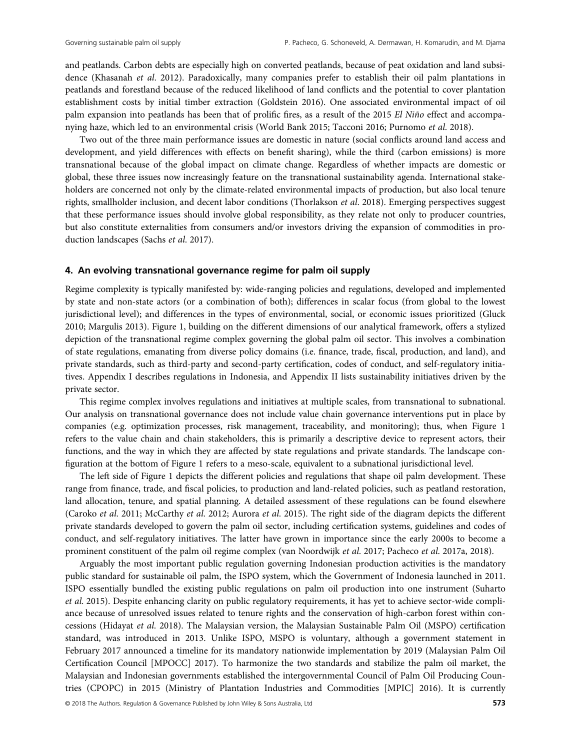and peatlands. Carbon debts are especially high on converted peatlands, because of peat oxidation and land subsidence (Khasanah *et al.* 2012). Paradoxically, many companies prefer to establish their oil palm plantations in peatlands and forestland because of the reduced likelihood of land conflicts and the potential to cover plantation establishment costs by initial timber extraction (Goldstein 2016). One associated environmental impact of oil palm expansion into peatlands has been that of prolific fires, as a result of the 2015 *El Niño* effect and accompanying haze, which led to an environmental crisis (World Bank 2015; Tacconi 2016; Purnomo *et al.* 2018).

Two out of the three main performance issues are domestic in nature (social conflicts around land access and development, and yield differences with effects on benefit sharing), while the third (carbon emissions) is more transnational because of the global impact on climate change. Regardless of whether impacts are domestic or global, these three issues now increasingly feature on the transnational sustainability agenda. International stakeholders are concerned not only by the climate-related environmental impacts of production, but also local tenure rights, smallholder inclusion, and decent labor conditions (Thorlakson *et al.* 2018). Emerging perspectives suggest that these performance issues should involve global responsibility, as they relate not only to producer countries, but also constitute externalities from consumers and/or investors driving the expansion of commodities in production landscapes (Sachs *et al.* 2017).

## 4. An evolving transnational governance regime for palm oil supply

Regime complexity is typically manifested by: wide-ranging policies and regulations, developed and implemented by state and non-state actors (or a combination of both); differences in scalar focus (from global to the lowest jurisdictional level); and differences in the types of environmental, social, or economic issues prioritized (Gluck 2010; Margulis 2013). Figure 1, building on the different dimensions of our analytical framework, offers a stylized depiction of the transnational regime complex governing the global palm oil sector. This involves a combination of state regulations, emanating from diverse policy domains (i.e. finance, trade, fiscal, production, and land), and private standards, such as third-party and second-party certification, codes of conduct, and self-regulatory initiatives. Appendix I describes regulations in Indonesia, and Appendix II lists sustainability initiatives driven by the private sector.

This regime complex involves regulations and initiatives at multiple scales, from transnational to subnational. Our analysis on transnational governance does not include value chain governance interventions put in place by companies (e.g. optimization processes, risk management, traceability, and monitoring); thus, when Figure 1 refers to the value chain and chain stakeholders, this is primarily a descriptive device to represent actors, their functions, and the way in which they are affected by state regulations and private standards. The landscape configuration at the bottom of Figure 1 refers to a meso-scale, equivalent to a subnational jurisdictional level.

The left side of Figure 1 depicts the different policies and regulations that shape oil palm development. These range from finance, trade, and fiscal policies, to production and land-related policies, such as peatland restoration, land allocation, tenure, and spatial planning. A detailed assessment of these regulations can be found elsewhere (Caroko *et al.* 2011; McCarthy *et al.* 2012; Aurora *et al.* 2015). The right side of the diagram depicts the different private standards developed to govern the palm oil sector, including certification systems, guidelines and codes of conduct, and self-regulatory initiatives. The latter have grown in importance since the early 2000s to become a prominent constituent of the palm oil regime complex (van Noordwijk *et al.* 2017; Pacheco *et al.* 2017a, 2018).

Arguably the most important public regulation governing Indonesian production activities is the mandatory public standard for sustainable oil palm, the ISPO system, which the Government of Indonesia launched in 2011. ISPO essentially bundled the existing public regulations on palm oil production into one instrument (Suharto *et al.* 2015). Despite enhancing clarity on public regulatory requirements, it has yet to achieve sector-wide compliance because of unresolved issues related to tenure rights and the conservation of high-carbon forest within concessions (Hidayat *et al.* 2018). The Malaysian version, the Malaysian Sustainable Palm Oil (MSPO) certification standard, was introduced in 2013. Unlike ISPO, MSPO is voluntary, although a government statement in February 2017 announced a timeline for its mandatory nationwide implementation by 2019 (Malaysian Palm Oil Certification Council [MPOCC] 2017). To harmonize the two standards and stabilize the palm oil market, the Malaysian and Indonesian governments established the intergovernmental Council of Palm Oil Producing Countries (CPOPC) in 2015 (Ministry of Plantation Industries and Commodities [MPIC] 2016). It is currently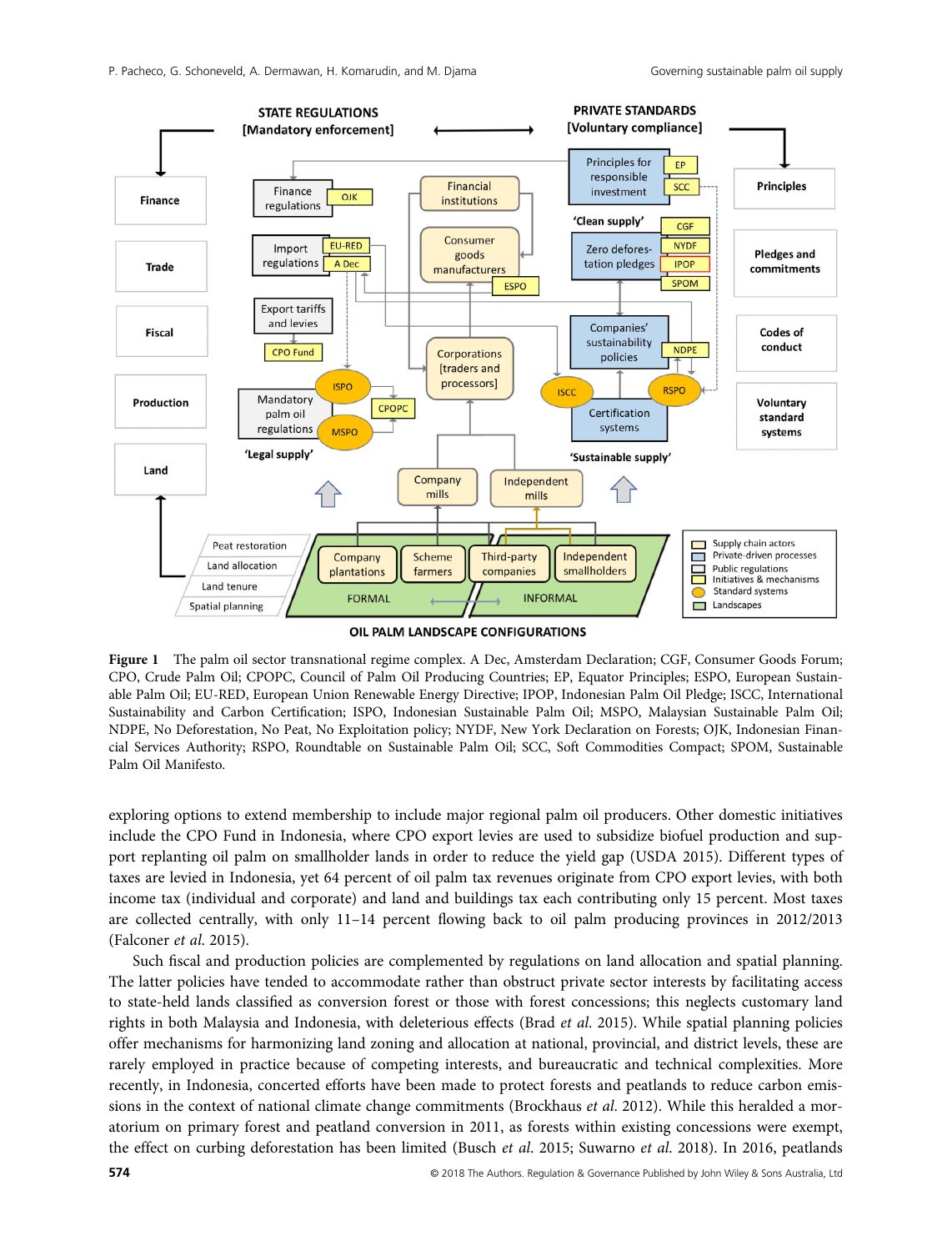**Figure 1** The palm oil sector transnational regime complex. A Dec, Amsterdam Declaration; CGF, Consumer Goods Forum; CPO, Crude Palm Oil; CPOPC, Council of Palm Oil Producing Countries; EP, Equator Principles; ESPO, European Sustainable Palm Oil; EU-RED, European Union Renewable Energy Directive; IPOP, Indonesian Palm Oil Pledge; ISCC, International Sustainability and Carbon Certification; ISPO, Indonesian Sustainable Palm Oil; MSPO, Malaysian Sustainable Palm Oil; NDPE, No Deforestation, No Peat, No Exploitation policy; NYDF, New York Declaration on Forests; OJK, Indonesian Financial Services Authority; RSPO, Roundtable on Sustainable Palm Oil; SCC, Soft Commodities Compact; SPOM, Sustainable Palm Oil Manifesto.

exploring options to extend membership to include major regional palm oil producers. Other domestic initiatives include the CPO Fund in Indonesia, where CPO export levies are used to subsidize biofuel production and support replanting oil palm on smallholder lands in order to reduce the yield gap (USDA 2015). Different types of taxes are levied in Indonesia, yet 64 percent of oil palm tax revenues originate from CPO export levies, with both income tax (individual and corporate) and land and buildings tax each contributing only 15 percent. Most taxes are collected centrally, with only 11–14 percent flowing back to oil palm producing provinces in 2012/2013 (Falconer *et al.* 2015).

Such fiscal and production policies are complemented by regulations on land allocation and spatial planning. The latter policies have tended to accommodate rather than obstruct private sector interests by facilitating access to state-held lands classified as conversion forest or those with forest concessions; this neglects customary land rights in both Malaysia and Indonesia, with deleterious effects (Brad *et al.* 2015). While spatial planning policies offer mechanisms for harmonizing land zoning and allocation at national, provincial, and district levels, these are rarely employed in practice because of competing interests, and bureaucratic and technical complexities. More recently, in Indonesia, concerted efforts have been made to protect forests and peatlands to reduce carbon emissions in the context of national climate change commitments (Brockhaus *et al.* 2012). While this heralded a moratorium on primary forest and peatland conversion in 2011, as forests within existing concessions were exempt, the effect on curbing deforestation has been limited (Busch *et al.* 2015; Suwarno *et al.* 2018). In 2016, peatlands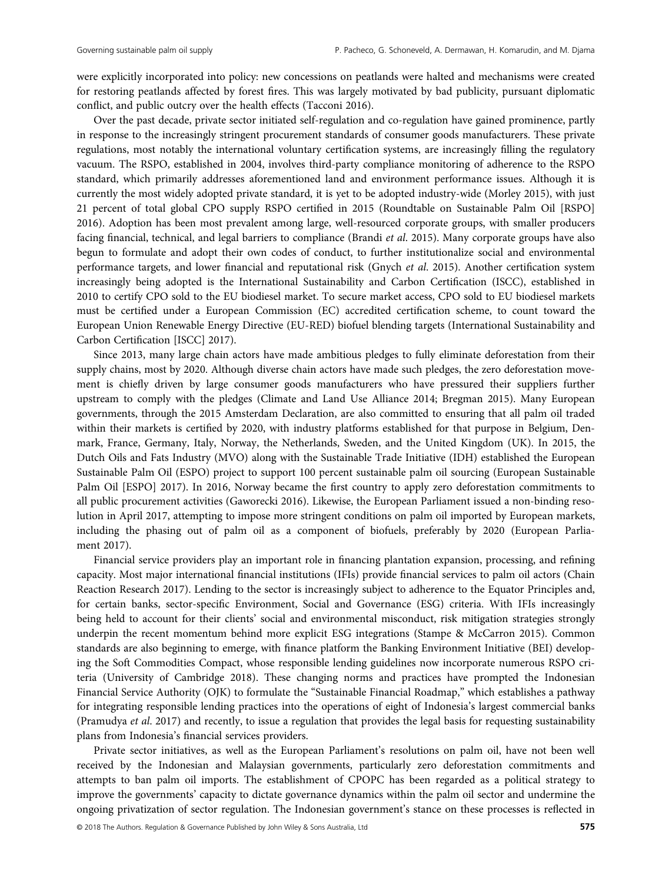were explicitly incorporated into policy: new concessions on peatlands were halted and mechanisms were created for restoring peatlands affected by forest fires. This was largely motivated by bad publicity, pursuant diplomatic conflict, and public outcry over the health effects (Tacconi 2016).

Over the past decade, private sector initiated self-regulation and co-regulation have gained prominence, partly in response to the increasingly stringent procurement standards of consumer goods manufacturers. These private regulations, most notably the international voluntary certification systems, are increasingly filling the regulatory vacuum. The RSPO, established in 2004, involves third-party compliance monitoring of adherence to the RSPO standard, which primarily addresses aforementioned land and environment performance issues. Although it is currently the most widely adopted private standard, it is yet to be adopted industry-wide (Morley 2015), with just 21 percent of total global CPO supply RSPO certified in 2015 (Roundtable on Sustainable Palm Oil [RSPO] 2016). Adoption has been most prevalent among large, well-resourced corporate groups, with smaller producers facing financial, technical, and legal barriers to compliance (Brandi *et al*. 2015). Many corporate groups have also begun to formulate and adopt their own codes of conduct, to further institutionalize social and environmental performance targets, and lower financial and reputational risk (Gnych *et al*. 2015). Another certification system increasingly being adopted is the International Sustainability and Carbon Certification (ISCC), established in 2010 to certify CPO sold to the EU biodiesel market. To secure market access, CPO sold to EU biodiesel markets must be certified under a European Commission (EC) accredited certification scheme, to count toward the European Union Renewable Energy Directive (EU-RED) biofuel blending targets (International Sustainability and Carbon Certification [ISCC] 2017).

Since 2013, many large chain actors have made ambitious pledges to fully eliminate deforestation from their supply chains, most by 2020. Although diverse chain actors have made such pledges, the zero deforestation movement is chiefly driven by large consumer goods manufacturers who have pressured their suppliers further upstream to comply with the pledges (Climate and Land Use Alliance 2014; Bregman 2015). Many European governments, through the 2015 Amsterdam Declaration, are also committed to ensuring that all palm oil traded within their markets is certified by 2020, with industry platforms established for that purpose in Belgium, Denmark, France, Germany, Italy, Norway, the Netherlands, Sweden, and the United Kingdom (UK). In 2015, the Dutch Oils and Fats Industry (MVO) along with the Sustainable Trade Initiative (IDH) established the European Sustainable Palm Oil (ESPO) project to support 100 percent sustainable palm oil sourcing (European Sustainable Palm Oil [ESPO] 2017). In 2016, Norway became the first country to apply zero deforestation commitments to all public procurement activities (Gaworecki 2016). Likewise, the European Parliament issued a non-binding resolution in April 2017, attempting to impose more stringent conditions on palm oil imported by European markets, including the phasing out of palm oil as a component of biofuels, preferably by 2020 (European Parliament 2017).

Financial service providers play an important role in financing plantation expansion, processing, and refining capacity. Most major international financial institutions (IFIs) provide financial services to palm oil actors (Chain Reaction Research 2017). Lending to the sector is increasingly subject to adherence to the Equator Principles and, for certain banks, sector-specific Environment, Social and Governance (ESG) criteria. With IFIs increasingly being held to account for their clients' social and environmental misconduct, risk mitigation strategies strongly underpin the recent momentum behind more explicit ESG integrations (Stampe & McCarron 2015). Common standards are also beginning to emerge, with finance platform the Banking Environment Initiative (BEI) developing the Soft Commodities Compact, whose responsible lending guidelines now incorporate numerous RSPO criteria (University of Cambridge 2018). These changing norms and practices have prompted the Indonesian Financial Service Authority (OJK) to formulate the "Sustainable Financial Roadmap," which establishes a pathway for integrating responsible lending practices into the operations of eight of Indonesia's largest commercial banks (Pramudya *et al*. 2017) and recently, to issue a regulation that provides the legal basis for requesting sustainability plans from Indonesia's financial services providers.

Private sector initiatives, as well as the European Parliament's resolutions on palm oil, have not been well received by the Indonesian and Malaysian governments, particularly zero deforestation commitments and attempts to ban palm oil imports. The establishment of CPOPC has been regarded as a political strategy to improve the governments' capacity to dictate governance dynamics within the palm oil sector and undermine the ongoing privatization of sector regulation. The Indonesian government's stance on these processes is reflected in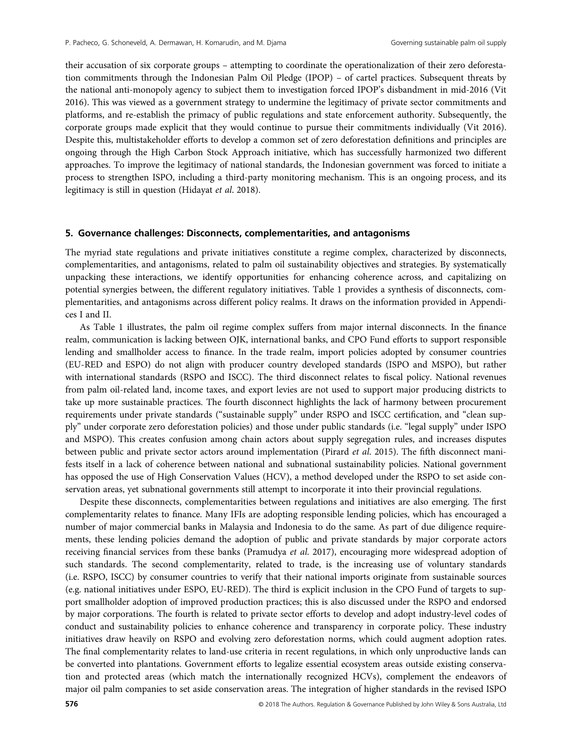their accusation of six corporate groups – attempting to coordinate the operationalization of their zero deforestation commitments through the Indonesian Palm Oil Pledge (IPOP) – of cartel practices. Subsequent threats by the national anti-monopoly agency to subject them to investigation forced IPOP's disbandment in mid-2016 (Vit 2016). This was viewed as a government strategy to undermine the legitimacy of private sector commitments and platforms, and re-establish the primacy of public regulations and state enforcement authority. Subsequently, the corporate groups made explicit that they would continue to pursue their commitments individually (Vit 2016). Despite this, multistakeholder efforts to develop a common set of zero deforestation definitions and principles are ongoing through the High Carbon Stock Approach initiative, which has successfully harmonized two different approaches. To improve the legitimacy of national standards, the Indonesian government was forced to initiate a process to strengthen ISPO, including a third-party monitoring mechanism. This is an ongoing process, and its legitimacy is still in question (Hidayat *et al*. 2018).

## 5. Governance challenges: Disconnects, complementarities, and antagonisms

The myriad state regulations and private initiatives constitute a regime complex, characterized by disconnects, complementarities, and antagonisms, related to palm oil sustainability objectives and strategies. By systematically unpacking these interactions, we identify opportunities for enhancing coherence across, and capitalizing on potential synergies between, the different regulatory initiatives. Table 1 provides a synthesis of disconnects, complementarities, and antagonisms across different policy realms. It draws on the information provided in Appendices I and II.

As Table 1 illustrates, the palm oil regime complex suffers from major internal disconnects. In the finance realm, communication is lacking between OJK, international banks, and CPO Fund efforts to support responsible lending and smallholder access to finance. In the trade realm, import policies adopted by consumer countries (EU-RED and ESPO) do not align with producer country developed standards (ISPO and MSPO), but rather with international standards (RSPO and ISCC). The third disconnect relates to fiscal policy. National revenues from palm oil-related land, income taxes, and export levies are not used to support major producing districts to take up more sustainable practices. The fourth disconnect highlights the lack of harmony between procurement requirements under private standards ("sustainable supply" under RSPO and ISCC certification, and "clean supply" under corporate zero deforestation policies) and those under public standards (i.e. "legal supply" under ISPO and MSPO). This creates confusion among chain actors about supply segregation rules, and increases disputes between public and private sector actors around implementation (Pirard *et al*. 2015). The fifth disconnect manifests itself in a lack of coherence between national and subnational sustainability policies. National government has opposed the use of High Conservation Values (HCV), a method developed under the RSPO to set aside conservation areas, yet subnational governments still attempt to incorporate it into their provincial regulations.

Despite these disconnects, complementarities between regulations and initiatives are also emerging. The first complementarity relates to finance. Many IFIs are adopting responsible lending policies, which has encouraged a number of major commercial banks in Malaysia and Indonesia to do the same. As part of due diligence requirements, these lending policies demand the adoption of public and private standards by major corporate actors receiving financial services from these banks (Pramudya *et al*. 2017), encouraging more widespread adoption of such standards. The second complementarity, related to trade, is the increasing use of voluntary standards (i.e. RSPO, ISCC) by consumer countries to verify that their national imports originate from sustainable sources (e.g. national initiatives under ESPO, EU-RED). The third is explicit inclusion in the CPO Fund of targets to support smallholder adoption of improved production practices; this is also discussed under the RSPO and endorsed by major corporations. The fourth is related to private sector efforts to develop and adopt industry-level codes of conduct and sustainability policies to enhance coherence and transparency in corporate policy. These industry initiatives draw heavily on RSPO and evolving zero deforestation norms, which could augment adoption rates. The final complementarity relates to land-use criteria in recent regulations, in which only unproductive lands can be converted into plantations. Government efforts to legalize essential ecosystem areas outside existing conservation and protected areas (which match the internationally recognized HCVs), complement the endeavors of major oil palm companies to set aside conservation areas. The integration of higher standards in the revised ISPO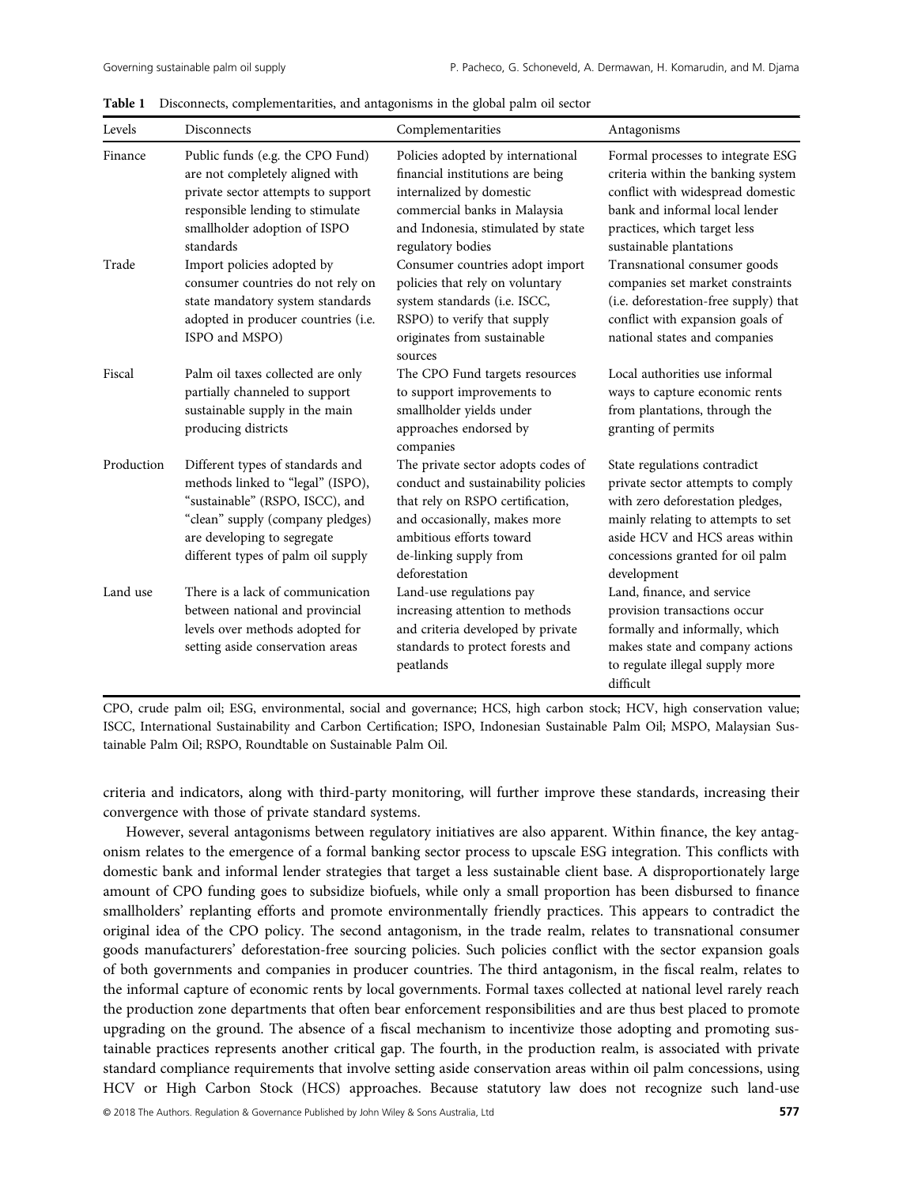**Table 1** Disconnects, complementarities, and antagonisms in the global palm oil sector

| Levels | Disconnects | Complementarities | Antagonisms |
|---|---|---|---|
| Finance | Public funds (e.g. the CPO Fund) are not completely aligned with private sector attempts to support responsible lending to stimulate smallholder adoption of ISPO standards | Policies adopted by international financial institutions are being internalized by domestic commercial banks in Malaysia and Indonesia, stimulated by state regulatory bodies | Formal processes to integrate ESG criteria within the banking system conflict with widespread domestic bank and informal local lender practices, which target less sustainable plantations |
| Trade | Import policies adopted by consumer countries do not rely on state mandatory system standards adopted in producer countries (i.e. ISPO and MSPO) | Consumer countries adopt import policies that rely on voluntary system standards (i.e. ISCC, RSPO) to verify that supply originates from sustainable sources | Transnational consumer goods companies set market constraints (i.e. deforestation-free supply) that conflict with expansion goals of national states and companies |
| Fiscal | Palm oil taxes collected are only partially channeled to support sustainable supply in the main producing districts | The CPO Fund targets resources to support improvements to smallholder yields under approaches endorsed by companies | Local authorities use informal ways to capture economic rents from plantations, through the granting of permits |
| Production | Different types of standards and methods linked to "legal" (ISPO), "sustainable" (RSPO, ISCC), and "clean" supply (company pledges) are developing to segregate different types of palm oil supply | The private sector adopts codes of conduct and sustainability policies that rely on RSPO certification, and occasionally, makes more ambitious efforts toward de-linking supply from deforestation | State regulations contradict private sector attempts to comply with zero deforestation pledges, mainly relating to attempts to set aside HCV and HCS areas within concessions granted for oil palm development |
| Land use | There is a lack of communication between national and provincial levels over methods adopted for setting aside conservation areas | Land-use regulations pay increasing attention to methods and criteria developed by private standards to protect forests and peatlands | Land, finance, and service provision transactions occur formally and informally, which makes state and company actions to regulate illegal supply more difficult |

CPO, crude palm oil; ESG, environmental, social and governance; HCS, high carbon stock; HCV, high conservation value; ISCC, International Sustainability and Carbon Certification; ISPO, Indonesian Sustainable Palm Oil; MSPO, Malaysian Sustainable Palm Oil; RSPO, Roundtable on Sustainable Palm Oil.

criteria and indicators, along with third-party monitoring, will further improve these standards, increasing their convergence with those of private standard systems.

However, several antagonisms between regulatory initiatives are also apparent. Within finance, the key antagonism relates to the emergence of a formal banking sector process to upscale ESG integration. This conflicts with domestic bank and informal lender strategies that target a less sustainable client base. A disproportionately large amount of CPO funding goes to subsidize biofuels, while only a small proportion has been disbursed to finance smallholders' replanting efforts and promote environmentally friendly practices. This appears to contradict the original idea of the CPO policy. The second antagonism, in the trade realm, relates to transnational consumer goods manufacturers' deforestation-free sourcing policies. Such policies conflict with the sector expansion goals of both governments and companies in producer countries. The third antagonism, in the fiscal realm, relates to the informal capture of economic rents by local governments. Formal taxes collected at national level rarely reach the production zone departments that often bear enforcement responsibilities and are thus best placed to promote upgrading on the ground. The absence of a fiscal mechanism to incentivize those adopting and promoting sustainable practices represents another critical gap. The fourth, in the production realm, is associated with private standard compliance requirements that involve setting aside conservation areas within oil palm concessions, using HCV or High Carbon Stock (HCS) approaches. Because statutory law does not recognize such land-use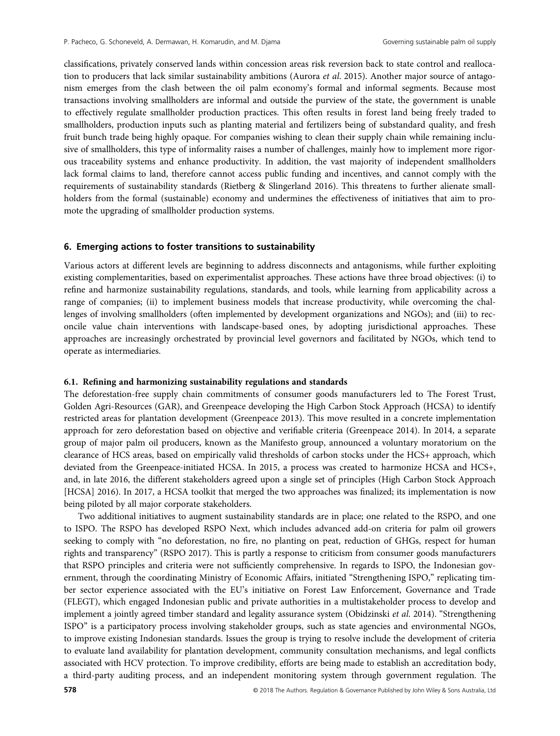classifications, privately conserved lands within concession areas risk reversion back to state control and reallocation to producers that lack similar sustainability ambitions (Aurora *et al.* 2015). Another major source of antagonism emerges from the clash between the oil palm economy's formal and informal segments. Because most transactions involving smallholders are informal and outside the purview of the state, the government is unable to effectively regulate smallholder production practices. This often results in forest land being freely traded to smallholders, production inputs such as planting material and fertilizers being of substandard quality, and fresh fruit bunch trade being highly opaque. For companies wishing to clean their supply chain while remaining inclusive of smallholders, this type of informality raises a number of challenges, mainly how to implement more rigorous traceability systems and enhance productivity. In addition, the vast majority of independent smallholders lack formal claims to land, therefore cannot access public funding and incentives, and cannot comply with the requirements of sustainability standards (Rietberg & Slingerland 2016). This threatens to further alienate smallholders from the formal (sustainable) economy and undermines the effectiveness of initiatives that aim to promote the upgrading of smallholder production systems.

## 6. Emerging actions to foster transitions to sustainability

Various actors at different levels are beginning to address disconnects and antagonisms, while further exploiting existing complementarities, based on experimentalist approaches. These actions have three broad objectives: (i) to refine and harmonize sustainability regulations, standards, and tools, while learning from applicability across a range of companies; (ii) to implement business models that increase productivity, while overcoming the challenges of involving smallholders (often implemented by development organizations and NGOs); and (iii) to reconcile value chain interventions with landscape-based ones, by adopting jurisdictional approaches. These approaches are increasingly orchestrated by provincial level governors and facilitated by NGOs, which tend to operate as intermediaries.

### 6.1. Refining and harmonizing sustainability regulations and standards

The deforestation-free supply chain commitments of consumer goods manufacturers led to The Forest Trust, Golden Agri-Resources (GAR), and Greenpeace developing the High Carbon Stock Approach (HCSA) to identify restricted areas for plantation development (Greenpeace 2013). This move resulted in a concrete implementation approach for zero deforestation based on objective and verifiable criteria (Greenpeace 2014). In 2014, a separate group of major palm oil producers, known as the Manifesto group, announced a voluntary moratorium on the clearance of HCS areas, based on empirically valid thresholds of carbon stocks under the HCS+ approach, which deviated from the Greenpeace-initiated HCSA. In 2015, a process was created to harmonize HCSA and HCS+, and, in late 2016, the different stakeholders agreed upon a single set of principles (High Carbon Stock Approach [HCSA] 2016). In 2017, a HCSA toolkit that merged the two approaches was finalized; its implementation is now being piloted by all major corporate stakeholders.

Two additional initiatives to augment sustainability standards are in place; one related to the RSPO, and one to ISPO. The RSPO has developed RSPO Next, which includes advanced add-on criteria for palm oil growers seeking to comply with "no deforestation, no fire, no planting on peat, reduction of GHGs, respect for human rights and transparency" (RSPO 2017). This is partly a response to criticism from consumer goods manufacturers that RSPO principles and criteria were not sufficiently comprehensive. In regards to ISPO, the Indonesian government, through the coordinating Ministry of Economic Affairs, initiated "Strengthening ISPO," replicating timber sector experience associated with the EU's initiative on Forest Law Enforcement, Governance and Trade (FLEGT), which engaged Indonesian public and private authorities in a multistakeholder process to develop and implement a jointly agreed timber standard and legality assurance system (Obidzinski *et al.* 2014). "Strengthening ISPO" is a participatory process involving stakeholder groups, such as state agencies and environmental NGOs, to improve existing Indonesian standards. Issues the group is trying to resolve include the development of criteria to evaluate land availability for plantation development, community consultation mechanisms, and legal conflicts associated with HCV protection. To improve credibility, efforts are being made to establish an accreditation body, a third-party auditing process, and an independent monitoring system through government regulation. The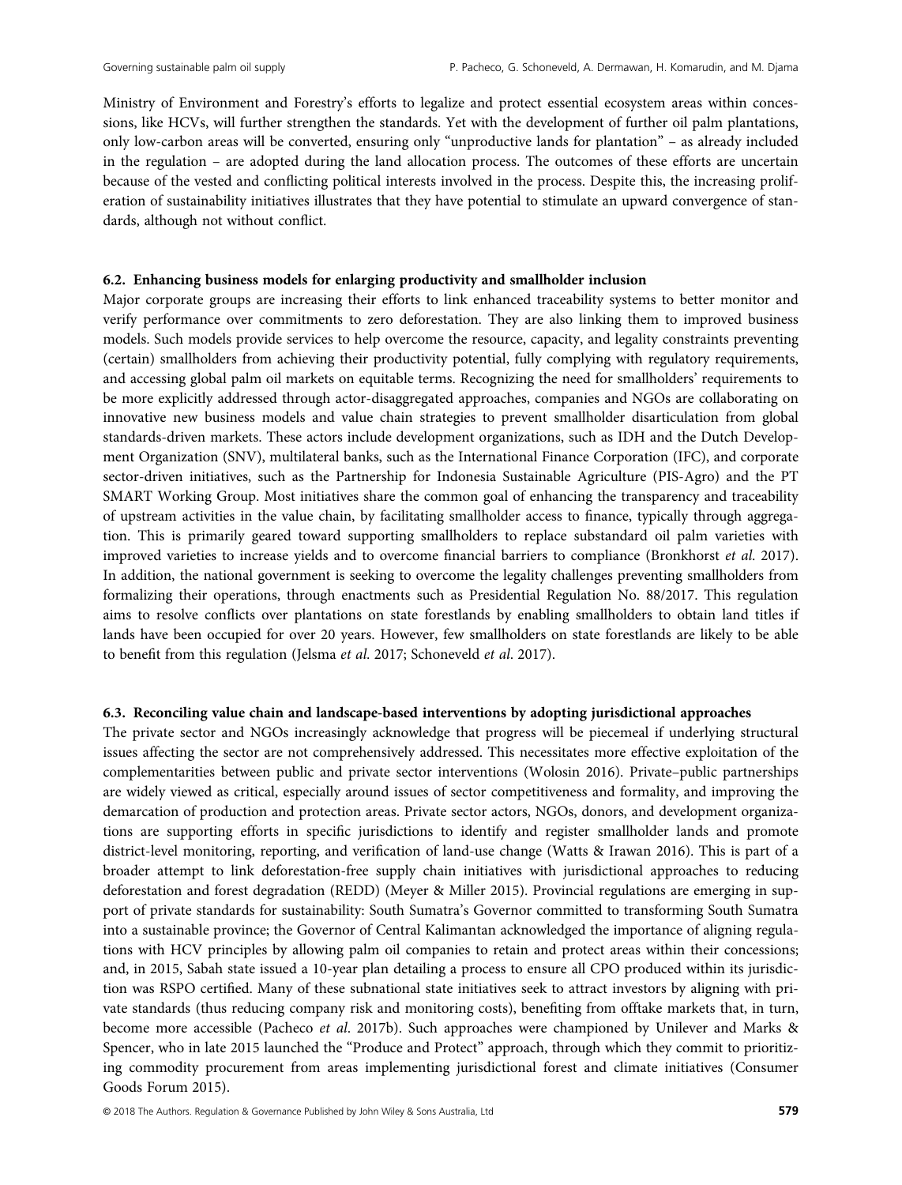Ministry of Environment and Forestry's efforts to legalize and protect essential ecosystem areas within concessions, like HCVs, will further strengthen the standards. Yet with the development of further oil palm plantations, only low-carbon areas will be converted, ensuring only "unproductive lands for plantation" – as already included in the regulation – are adopted during the land allocation process. The outcomes of these efforts are uncertain because of the vested and conflicting political interests involved in the process. Despite this, the increasing proliferation of sustainability initiatives illustrates that they have potential to stimulate an upward convergence of standards, although not without conflict.

### 6.2. Enhancing business models for enlarging productivity and smallholder inclusion

Major corporate groups are increasing their efforts to link enhanced traceability systems to better monitor and verify performance over commitments to zero deforestation. They are also linking them to improved business models. Such models provide services to help overcome the resource, capacity, and legality constraints preventing (certain) smallholders from achieving their productivity potential, fully complying with regulatory requirements, and accessing global palm oil markets on equitable terms. Recognizing the need for smallholders' requirements to be more explicitly addressed through actor-disaggregated approaches, companies and NGOs are collaborating on innovative new business models and value chain strategies to prevent smallholder disarticulation from global standards-driven markets. These actors include development organizations, such as IDH and the Dutch Development Organization (SNV), multilateral banks, such as the International Finance Corporation (IFC), and corporate sector-driven initiatives, such as the Partnership for Indonesia Sustainable Agriculture (PIS-Agro) and the PT SMART Working Group. Most initiatives share the common goal of enhancing the transparency and traceability of upstream activities in the value chain, by facilitating smallholder access to finance, typically through aggregation. This is primarily geared toward supporting smallholders to replace substandard oil palm varieties with improved varieties to increase yields and to overcome financial barriers to compliance (Bronkhorst *et al.* 2017). In addition, the national government is seeking to overcome the legality challenges preventing smallholders from formalizing their operations, through enactments such as Presidential Regulation No. 88/2017. This regulation aims to resolve conflicts over plantations on state forestlands by enabling smallholders to obtain land titles if lands have been occupied for over 20 years. However, few smallholders on state forestlands are likely to be able to benefit from this regulation (Jelsma *et al.* 2017; Schoneveld *et al.* 2017).

### 6.3. Reconciling value chain and landscape-based interventions by adopting jurisdictional approaches

The private sector and NGOs increasingly acknowledge that progress will be piecemeal if underlying structural issues affecting the sector are not comprehensively addressed. This necessitates more effective exploitation of the complementarities between public and private sector interventions (Wolosin 2016). Private–public partnerships are widely viewed as critical, especially around issues of sector competitiveness and formality, and improving the demarcation of production and protection areas. Private sector actors, NGOs, donors, and development organizations are supporting efforts in specific jurisdictions to identify and register smallholder lands and promote district-level monitoring, reporting, and verification of land-use change (Watts & Irawan 2016). This is part of a broader attempt to link deforestation-free supply chain initiatives with jurisdictional approaches to reducing deforestation and forest degradation (REDD) (Meyer & Miller 2015). Provincial regulations are emerging in support of private standards for sustainability: South Sumatra's Governor committed to transforming South Sumatra into a sustainable province; the Governor of Central Kalimantan acknowledged the importance of aligning regulations with HCV principles by allowing palm oil companies to retain and protect areas within their concessions; and, in 2015, Sabah state issued a 10-year plan detailing a process to ensure all CPO produced within its jurisdiction was RSPO certified. Many of these subnational state initiatives seek to attract investors by aligning with private standards (thus reducing company risk and monitoring costs), benefiting from offtake markets that, in turn, become more accessible (Pacheco *et al.* 2017b). Such approaches were championed by Unilever and Marks & Spencer, who in late 2015 launched the "Produce and Protect" approach, through which they commit to prioritizing commodity procurement from areas implementing jurisdictional forest and climate initiatives (Consumer Goods Forum 2015).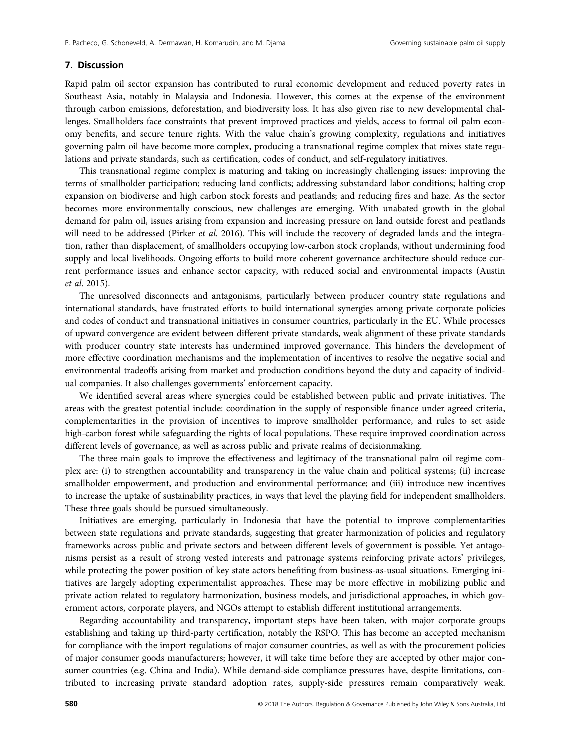## 7. Discussion

Rapid palm oil sector expansion has contributed to rural economic development and reduced poverty rates in Southeast Asia, notably in Malaysia and Indonesia. However, this comes at the expense of the environment through carbon emissions, deforestation, and biodiversity loss. It has also given rise to new developmental challenges. Smallholders face constraints that prevent improved practices and yields, access to formal oil palm economy benefits, and secure tenure rights. With the value chain's growing complexity, regulations and initiatives governing palm oil have become more complex, producing a transnational regime complex that mixes state regulations and private standards, such as certification, codes of conduct, and self-regulatory initiatives.

This transnational regime complex is maturing and taking on increasingly challenging issues: improving the terms of smallholder participation; reducing land conflicts; addressing substandard labor conditions; halting crop expansion on biodiverse and high carbon stock forests and peatlands; and reducing fires and haze. As the sector becomes more environmentally conscious, new challenges are emerging. With unabated growth in the global demand for palm oil, issues arising from expansion and increasing pressure on land outside forest and peatlands will need to be addressed (Pirker *et al.* 2016). This will include the recovery of degraded lands and the integration, rather than displacement, of smallholders occupying low-carbon stock croplands, without undermining food supply and local livelihoods. Ongoing efforts to build more coherent governance architecture should reduce current performance issues and enhance sector capacity, with reduced social and environmental impacts (Austin *et al.* 2015).

The unresolved disconnects and antagonisms, particularly between producer country state regulations and international standards, have frustrated efforts to build international synergies among private corporate policies and codes of conduct and transnational initiatives in consumer countries, particularly in the EU. While processes of upward convergence are evident between different private standards, weak alignment of these private standards with producer country state interests has undermined improved governance. This hinders the development of more effective coordination mechanisms and the implementation of incentives to resolve the negative social and environmental tradeoffs arising from market and production conditions beyond the duty and capacity of individual companies. It also challenges governments' enforcement capacity.

We identified several areas where synergies could be established between public and private initiatives. The areas with the greatest potential include: coordination in the supply of responsible finance under agreed criteria, complementarities in the provision of incentives to improve smallholder performance, and rules to set aside high-carbon forest while safeguarding the rights of local populations. These require improved coordination across different levels of governance, as well as across public and private realms of decisionmaking.

The three main goals to improve the effectiveness and legitimacy of the transnational palm oil regime complex are: (i) to strengthen accountability and transparency in the value chain and political systems; (ii) increase smallholder empowerment, and production and environmental performance; and (iii) introduce new incentives to increase the uptake of sustainability practices, in ways that level the playing field for independent smallholders. These three goals should be pursued simultaneously.

Initiatives are emerging, particularly in Indonesia that have the potential to improve complementarities between state regulations and private standards, suggesting that greater harmonization of policies and regulatory frameworks across public and private sectors and between different levels of government is possible. Yet antagonisms persist as a result of strong vested interests and patronage systems reinforcing private actors' privileges, while protecting the power position of key state actors benefiting from business-as-usual situations. Emerging initiatives are largely adopting experimentalist approaches. These may be more effective in mobilizing public and private action related to regulatory harmonization, business models, and jurisdictional approaches, in which government actors, corporate players, and NGOs attempt to establish different institutional arrangements.

Regarding accountability and transparency, important steps have been taken, with major corporate groups establishing and taking up third-party certification, notably the RSPO. This has become an accepted mechanism for compliance with the import regulations of major consumer countries, as well as with the procurement policies of major consumer goods manufacturers; however, it will take time before they are accepted by other major consumer countries (e.g. China and India). While demand-side compliance pressures have, despite limitations, contributed to increasing private standard adoption rates, supply-side pressures remain comparatively weak.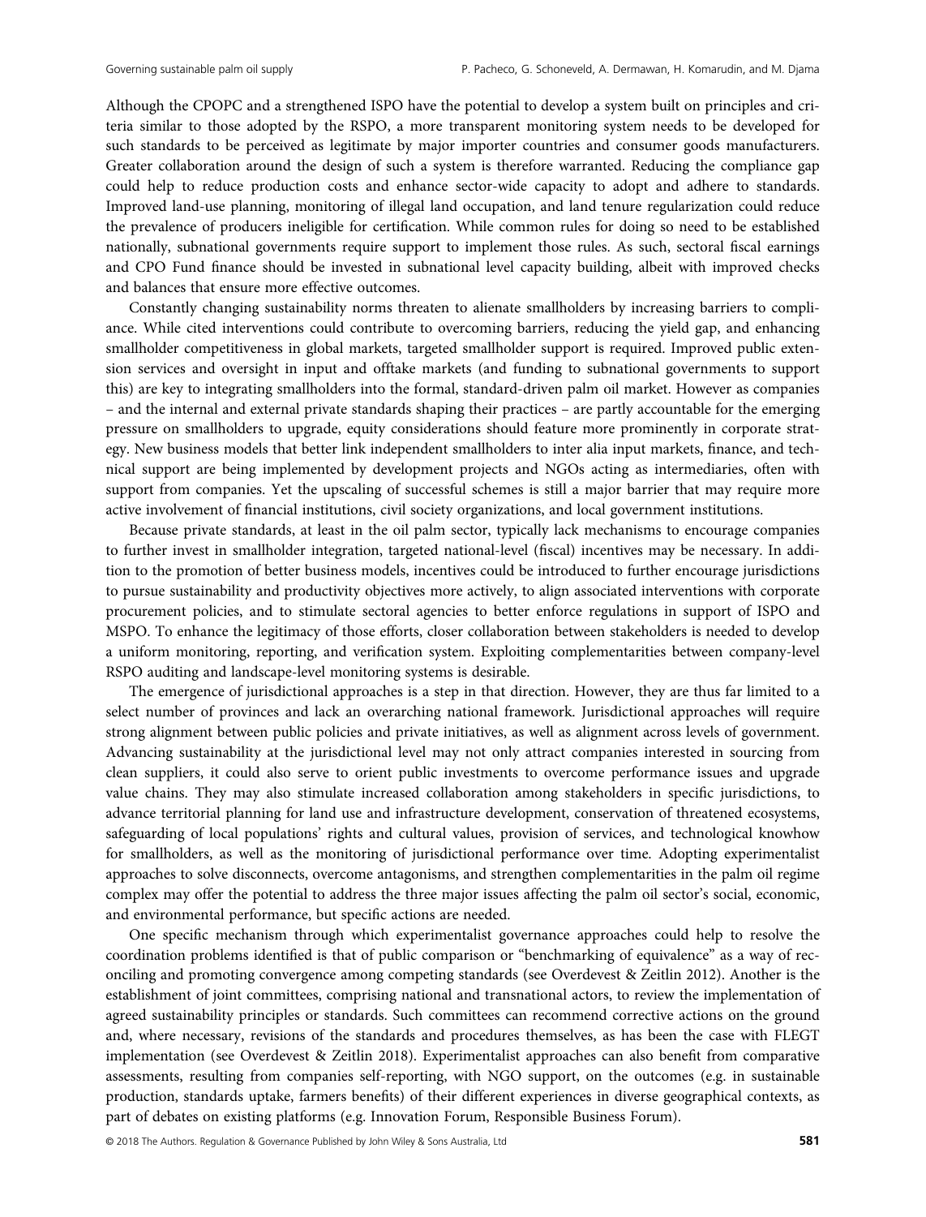Although the CPOPC and a strengthened ISPO have the potential to develop a system built on principles and criteria similar to those adopted by the RSPO, a more transparent monitoring system needs to be developed for such standards to be perceived as legitimate by major importer countries and consumer goods manufacturers. Greater collaboration around the design of such a system is therefore warranted. Reducing the compliance gap could help to reduce production costs and enhance sector-wide capacity to adopt and adhere to standards. Improved land-use planning, monitoring of illegal land occupation, and land tenure regularization could reduce the prevalence of producers ineligible for certification. While common rules for doing so need to be established nationally, subnational governments require support to implement those rules. As such, sectoral fiscal earnings and CPO Fund finance should be invested in subnational level capacity building, albeit with improved checks and balances that ensure more effective outcomes.

Constantly changing sustainability norms threaten to alienate smallholders by increasing barriers to compliance. While cited interventions could contribute to overcoming barriers, reducing the yield gap, and enhancing smallholder competitiveness in global markets, targeted smallholder support is required. Improved public extension services and oversight in input and offtake markets (and funding to subnational governments to support this) are key to integrating smallholders into the formal, standard-driven palm oil market. However as companies – and the internal and external private standards shaping their practices – are partly accountable for the emerging pressure on smallholders to upgrade, equity considerations should feature more prominently in corporate strategy. New business models that better link independent smallholders to inter alia input markets, finance, and technical support are being implemented by development projects and NGOs acting as intermediaries, often with support from companies. Yet the upscaling of successful schemes is still a major barrier that may require more active involvement of financial institutions, civil society organizations, and local government institutions.

Because private standards, at least in the oil palm sector, typically lack mechanisms to encourage companies to further invest in smallholder integration, targeted national-level (fiscal) incentives may be necessary. In addition to the promotion of better business models, incentives could be introduced to further encourage jurisdictions to pursue sustainability and productivity objectives more actively, to align associated interventions with corporate procurement policies, and to stimulate sectoral agencies to better enforce regulations in support of ISPO and MSPO. To enhance the legitimacy of those efforts, closer collaboration between stakeholders is needed to develop a uniform monitoring, reporting, and verification system. Exploiting complementarities between company-level RSPO auditing and landscape-level monitoring systems is desirable.

The emergence of jurisdictional approaches is a step in that direction. However, they are thus far limited to a select number of provinces and lack an overarching national framework. Jurisdictional approaches will require strong alignment between public policies and private initiatives, as well as alignment across levels of government. Advancing sustainability at the jurisdictional level may not only attract companies interested in sourcing from clean suppliers, it could also serve to orient public investments to overcome performance issues and upgrade value chains. They may also stimulate increased collaboration among stakeholders in specific jurisdictions, to advance territorial planning for land use and infrastructure development, conservation of threatened ecosystems, safeguarding of local populations' rights and cultural values, provision of services, and technological knowhow for smallholders, as well as the monitoring of jurisdictional performance over time. Adopting experimentalist approaches to solve disconnects, overcome antagonisms, and strengthen complementarities in the palm oil regime complex may offer the potential to address the three major issues affecting the palm oil sector's social, economic, and environmental performance, but specific actions are needed.

One specific mechanism through which experimentalist governance approaches could help to resolve the coordination problems identified is that of public comparison or "benchmarking of equivalence" as a way of reconciling and promoting convergence among competing standards (see Overdevest & Zeitlin 2012). Another is the establishment of joint committees, comprising national and transnational actors, to review the implementation of agreed sustainability principles or standards. Such committees can recommend corrective actions on the ground and, where necessary, revisions of the standards and procedures themselves, as has been the case with FLEGT implementation (see Overdevest & Zeitlin 2018). Experimentalist approaches can also benefit from comparative assessments, resulting from companies self-reporting, with NGO support, on the outcomes (e.g. in sustainable production, standards uptake, farmers benefits) of their different experiences in diverse geographical contexts, as part of debates on existing platforms (e.g. Innovation Forum, Responsible Business Forum).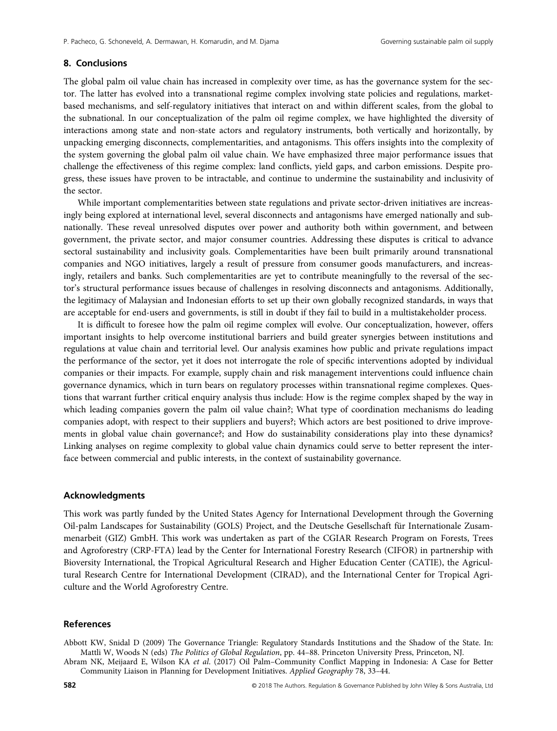## 8. Conclusions

The global palm oil value chain has increased in complexity over time, as has the governance system for the sector. The latter has evolved into a transnational regime complex involving state policies and regulations, market-based mechanisms, and self-regulatory initiatives that interact on and within different scales, from the global to the subnational. In our conceptualization of the palm oil regime complex, we have highlighted the diversity of interactions among state and non-state actors and regulatory instruments, both vertically and horizontally, by unpacking emerging disconnects, complementarities, and antagonisms. This offers insights into the complexity of the system governing the global palm oil value chain. We have emphasized three major performance issues that challenge the effectiveness of this regime complex: land conflicts, yield gaps, and carbon emissions. Despite progress, these issues have proven to be intractable, and continue to undermine the sustainability and inclusivity of the sector.

While important complementarities between state regulations and private sector-driven initiatives are increasingly being explored at international level, several disconnects and antagonisms have emerged nationally and subnationally. These reveal unresolved disputes over power and authority both within government, and between government, the private sector, and major consumer countries. Addressing these disputes is critical to advance sectoral sustainability and inclusivity goals. Complementarities have been built primarily around transnational companies and NGO initiatives, largely a result of pressure from consumer goods manufacturers, and increasingly, retailers and banks. Such complementarities are yet to contribute meaningfully to the reversal of the sector's structural performance issues because of challenges in resolving disconnects and antagonisms. Additionally, the legitimacy of Malaysian and Indonesian efforts to set up their own globally recognized standards, in ways that are acceptable for end-users and governments, is still in doubt if they fail to build in a multistakeholder process.

It is difficult to foresee how the palm oil regime complex will evolve. Our conceptualization, however, offers important insights to help overcome institutional barriers and build greater synergies between institutions and regulations at value chain and territorial level. Our analysis examines how public and private regulations impact the performance of the sector, yet it does not interrogate the role of specific interventions adopted by individual companies or their impacts. For example, supply chain and risk management interventions could influence chain governance dynamics, which in turn bears on regulatory processes within transnational regime complexes. Questions that warrant further critical enquiry analysis thus include: How is the regime complex shaped by the way in which leading companies govern the palm oil value chain?; What type of coordination mechanisms do leading companies adopt, with respect to their suppliers and buyers?; Which actors are best positioned to drive improvements in global value chain governance?; and How do sustainability considerations play into these dynamics? Linking analyses on regime complexity to global value chain dynamics could serve to better represent the interface between commercial and public interests, in the context of sustainability governance.

## Acknowledgments

This work was partly funded by the United States Agency for International Development through the Governing Oil-palm Landscapes for Sustainability (GOLS) Project, and the Deutsche Gesellschaft für Internationale Zusammenarbeit (GIZ) GmbH. This work was undertaken as part of the CGIAR Research Program on Forests, Trees and Agroforestry (CRP-FTA) lead by the Center for International Forestry Research (CIFOR) in partnership with Bioversity International, the Tropical Agricultural Research and Higher Education Center (CATIE), the Agricultural Research Centre for International Development (CIRAD), and the International Center for Tropical Agriculture and the World Agroforestry Centre.

## References

Abbott KW, Snidal D (2009) The Governance Triangle: Regulatory Standards Institutions and the Shadow of the State. In: Mattli W, Woods N (eds) *The Politics of Global Regulation*, pp. 44–88. Princeton University Press, Princeton, NJ.

Abram NK, Meijaard E, Wilson KA *et al*. (2017) Oil Palm–Community Conflict Mapping in Indonesia: A Case for Better Community Liaison in Planning for Development Initiatives. *Applied Geography* 78, 33–44.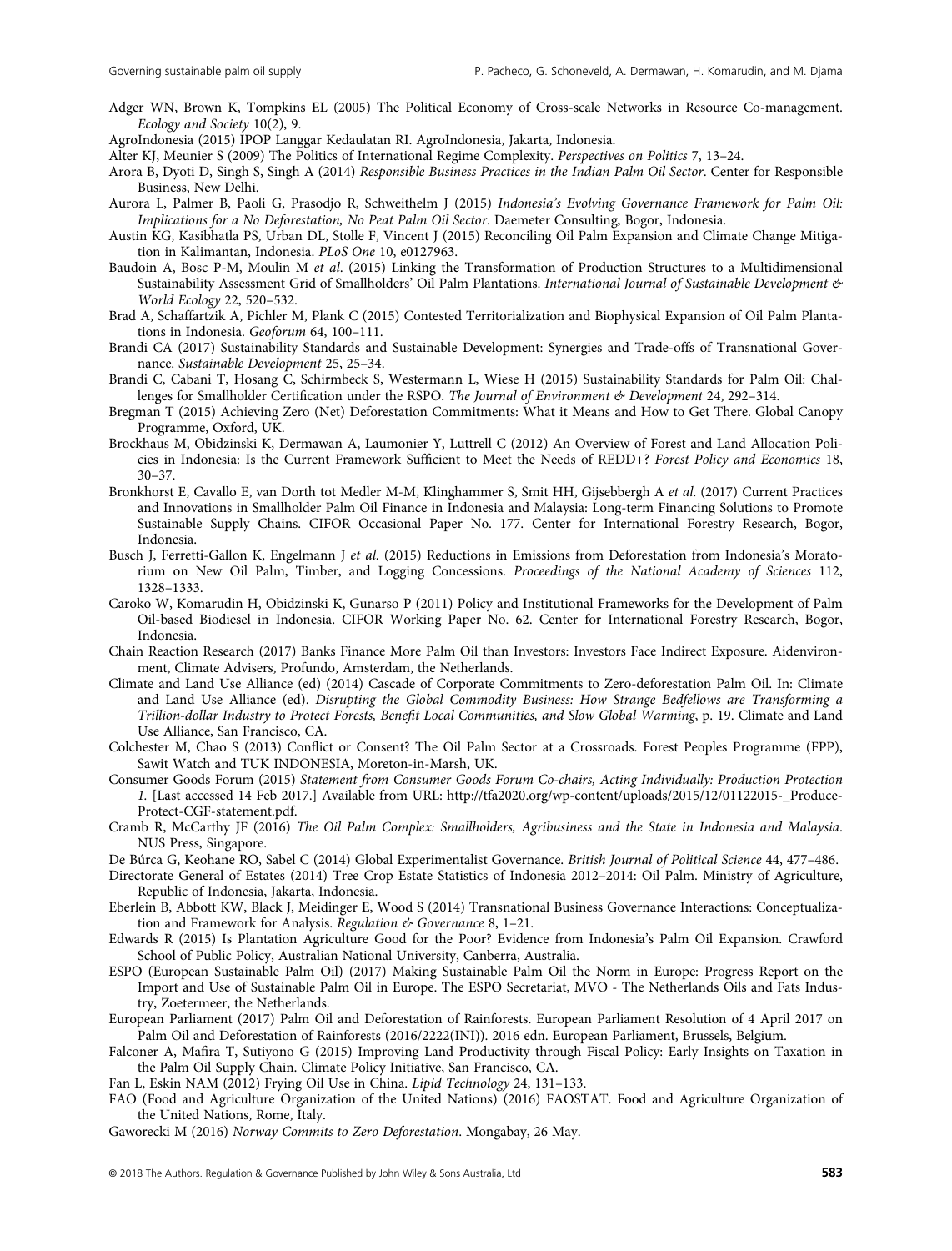Adger WN, Brown K, Tompkins EL (2005) The Political Economy of Cross-scale Networks in Resource Co-management. *Ecology and Society* 10(2), 9.

AgroIndonesia (2015) IPOP Langgar Kedaulatan RI. AgroIndonesia, Jakarta, Indonesia.

Alter KJ, Meunier S (2009) The Politics of International Regime Complexity. *Perspectives on Politics* 7, 13–24.

Arora B, Dyoti D, Singh S, Singh A (2014) *Responsible Business Practices in the Indian Palm Oil Sector*. Center for Responsible Business, New Delhi.

Aurora L, Palmer B, Paoli G, Prasodjo R, Schweithelm J (2015) *Indonesia's Evolving Governance Framework for Palm Oil: Implications for a No Deforestation, No Peat Palm Oil Sector*. Daemeter Consulting, Bogor, Indonesia.

Austin KG, Kasibhatla PS, Urban DL, Stolle F, Vincent J (2015) Reconciling Oil Palm Expansion and Climate Change Mitigation in Kalimantan, Indonesia. *PLoS One* 10, e0127963.

Baudoin A, Bosc P-M, Moulin M *et al*. (2015) Linking the Transformation of Production Structures to a Multidimensional Sustainability Assessment Grid of Smallholders' Oil Palm Plantations. *International Journal of Sustainable Development & World Ecology* 22, 520–532.

Brad A, Schaffartzik A, Pichler M, Plank C (2015) Contested Territorialization and Biophysical Expansion of Oil Palm Plantations in Indonesia. *Geoforum* 64, 100–111.

Brandi CA (2017) Sustainability Standards and Sustainable Development: Synergies and Trade-offs of Transnational Governance. *Sustainable Development* 25, 25–34.

Brandi C, Cabani T, Hosang C, Schirmbeck S, Westermann L, Wiese H (2015) Sustainability Standards for Palm Oil: Challenges for Smallholder Certification under the RSPO. *The Journal of Environment & Development* 24, 292–314.

Bregman T (2015) Achieving Zero (Net) Deforestation Commitments: What it Means and How to Get There. Global Canopy Programme, Oxford, UK.

Brockhaus M, Obidzinski K, Dermawan A, Laumonier Y, Luttrell C (2012) An Overview of Forest and Land Allocation Policies in Indonesia: Is the Current Framework Sufficient to Meet the Needs of REDD+? *Forest Policy and Economics* 18, 30–37.

Bronkhorst E, Cavallo E, van Dorth tot Medler M-M, Klinghammer S, Smit HH, Gijsebbergh A *et al*. (2017) Current Practices and Innovations in Smallholder Palm Oil Finance in Indonesia and Malaysia: Long-term Financing Solutions to Promote Sustainable Supply Chains. CIFOR Occasional Paper No. 177. Center for International Forestry Research, Bogor, Indonesia.

Busch J, Ferretti-Gallon K, Engelmann J *et al*. (2015) Reductions in Emissions from Deforestation from Indonesia's Moratorium on New Oil Palm, Timber, and Logging Concessions. *Proceedings of the National Academy of Sciences* 112, 1328–1333.

Caroko W, Komarudin H, Obidzinski K, Gunarso P (2011) Policy and Institutional Frameworks for the Development of Palm Oil-based Biodiesel in Indonesia. CIFOR Working Paper No. 62. Center for International Forestry Research, Bogor, Indonesia.

Chain Reaction Research (2017) Banks Finance More Palm Oil than Investors: Investors Face Indirect Exposure. Aidenvironment, Climate Advisers, Profundo, Amsterdam, the Netherlands.

Climate and Land Use Alliance (ed) (2014) Cascade of Corporate Commitments to Zero-deforestation Palm Oil. In: Climate and Land Use Alliance (ed). *Disrupting the Global Commodity Business: How Strange Bedfellows are Transforming a Trillion-dollar Industry to Protect Forests, Benefit Local Communities, and Slow Global Warming*, p. 19. Climate and Land Use Alliance, San Francisco, CA.

Colchester M, Chao S (2013) Conflict or Consent? The Oil Palm Sector at a Crossroads. Forest Peoples Programme (FPP), Sawit Watch and TUK INDONESIA, Moreton-in-Marsh, UK.

Consumer Goods Forum (2015) *Statement from Consumer Goods Forum Co-chairs, Acting Individually: Production Protection 1*. [Last accessed 14 Feb 2017.] Available from URL: http://tfa2020.org/wp-content/uploads/2015/12/01122015-_Produce-Protect-CGF-statement.pdf.

Cramb R, McCarthy JF (2016) *The Oil Palm Complex: Smallholders, Agribusiness and the State in Indonesia and Malaysia*. NUS Press, Singapore.

De Búrca G, Keohane RO, Sabel C (2014) Global Experimentalist Governance. *British Journal of Political Science* 44, 477–486.

Directorate General of Estates (2014) Tree Crop Estate Statistics of Indonesia 2012–2014: Oil Palm. Ministry of Agriculture, Republic of Indonesia, Jakarta, Indonesia.

Eberlein B, Abbott KW, Black J, Meidinger E, Wood S (2014) Transnational Business Governance Interactions: Conceptualization and Framework for Analysis. *Regulation & Governance* 8, 1–21.

Edwards R (2015) Is Plantation Agriculture Good for the Poor? Evidence from Indonesia's Palm Oil Expansion. Crawford School of Public Policy, Australian National University, Canberra, Australia.

ESPO (European Sustainable Palm Oil) (2017) Making Sustainable Palm Oil the Norm in Europe: Progress Report on the Import and Use of Sustainable Palm Oil in Europe. The ESPO Secretariat, MVO - The Netherlands Oils and Fats Industry, Zoetermeer, the Netherlands.

European Parliament (2017) Palm Oil and Deforestation of Rainforests. European Parliament Resolution of 4 April 2017 on Palm Oil and Deforestation of Rainforests (2016/2222(INI)). 2016 edn. European Parliament, Brussels, Belgium.

Falconer A, Mafira T, Sutiyono G (2015) Improving Land Productivity through Fiscal Policy: Early Insights on Taxation in the Palm Oil Supply Chain. Climate Policy Initiative, San Francisco, CA.

Fan L, Eskin NAM (2012) Frying Oil Use in China. *Lipid Technology* 24, 131–133.

FAO (Food and Agriculture Organization of the United Nations) (2016) FAOSTAT. Food and Agriculture Organization of the United Nations, Rome, Italy.

Gaworecki M (2016) *Norway Commits to Zero Deforestation*. Mongabay, 26 May.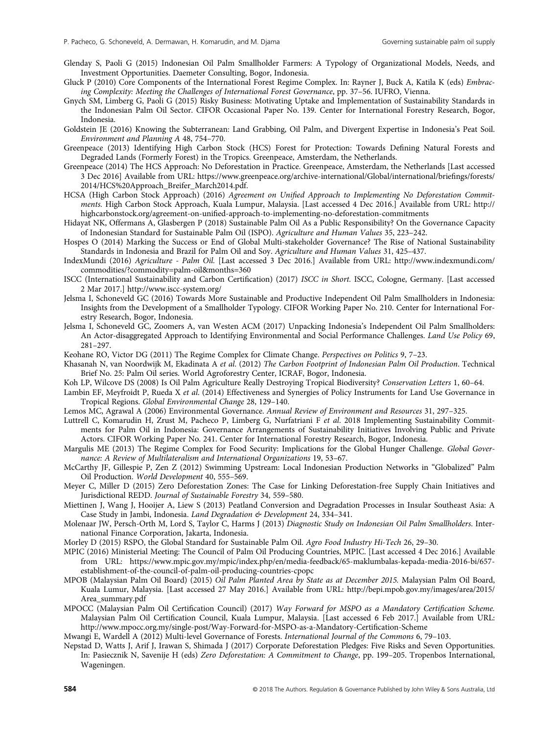Glenday S, Paoli G (2015) Indonesian Oil Palm Smallholder Farmers: A Typology of Organizational Models, Needs, and Investment Opportunities. Daemeter Consulting, Bogor, Indonesia.

Gluck P (2010) Core Components of the International Forest Regime Complex. In: Rayner J, Buck A, Katila K (eds) *Embracing Complexity: Meeting the Challenges of International Forest Governance*, pp. 37–56. IUFRO, Vienna.

Gnych SM, Limberg G, Paoli G (2015) Risky Business: Motivating Uptake and Implementation of Sustainability Standards in the Indonesian Palm Oil Sector. CIFOR Occasional Paper No. 139. Center for International Forestry Research, Bogor, Indonesia.

Goldstein JE (2016) Knowing the Subterranean: Land Grabbing, Oil Palm, and Divergent Expertise in Indonesia's Peat Soil. *Environment and Planning A* 48, 754–770.

Greenpeace (2013) Identifying High Carbon Stock (HCS) Forest for Protection: Towards Defining Natural Forests and Degraded Lands (Formerly Forest) in the Tropics. Greenpeace, Amsterdam, the Netherlands.

Greenpeace (2014) The HCS Approach: No Deforestation in Practice. Greenpeace, Amsterdam, the Netherlands [Last accessed 3 Dec 2016] Available from URL: https://www.greenpeace.org/archive-international/Global/international/briefings/forests/2014/HCS%20Approach_Breifer_March2014.pdf.

HCSA (High Carbon Stock Approach) (2016) *Agreement on Unified Approach to Implementing No Deforestation Commitments*. High Carbon Stock Approach, Kuala Lumpur, Malaysia. [Last accessed 4 Dec 2016.] Available from URL: http://highcarbonstock.org/agreement-on-unified-approach-to-implementing-no-deforestation-commitments

Hidayat NK, Offermans A, Glasbergen P (2018) Sustainable Palm Oil As a Public Responsibility? On the Governance Capacity of Indonesian Standard for Sustainable Palm Oil (ISPO). *Agriculture and Human Values* 35, 223–242.

Hospes O (2014) Marking the Success or End of Global Multi-stakeholder Governance? The Rise of National Sustainability Standards in Indonesia and Brazil for Palm Oil and Soy. *Agriculture and Human Values* 31, 425–437.

IndexMundi (2016) *Agriculture - Palm Oil*. [Last accessed 3 Dec 2016.] Available from URL: http://www.indexmundi.com/commodities/?commodity=palm-oil&months=360

ISCC (International Sustainability and Carbon Certification) (2017) *ISCC in Short*. ISCC, Cologne, Germany. [Last accessed 2 Mar 2017.] http://www.iscc-system.org/

Jelsma I, Schoneveld GC (2016) Towards More Sustainable and Productive Independent Oil Palm Smallholders in Indonesia: Insights from the Development of a Smallholder Typology. CIFOR Working Paper No. 210. Center for International Forestry Research, Bogor, Indonesia.

Jelsma I, Schoneveld GC, Zoomers A, van Westen ACM (2017) Unpacking Indonesia's Independent Oil Palm Smallholders: An Actor-disaggregated Approach to Identifying Environmental and Social Performance Challenges. *Land Use Policy* 69, 281–297.

Keohane RO, Victor DG (2011) The Regime Complex for Climate Change. *Perspectives on Politics* 9, 7–23.

Khasanah N, van Noordwijk M, Ekadinata A *et al.* (2012) *The Carbon Footprint of Indonesian Palm Oil Production*. Technical Brief No. 25: Palm Oil series. World Agroforestry Center, ICRAF, Bogor, Indonesia.

Koh LP, Wilcove DS (2008) Is Oil Palm Agriculture Really Destroying Tropical Biodiversity? *Conservation Letters* 1, 60–64.

Lambin EF, Meyfroidt P, Rueda X *et al.* (2014) Effectiveness and Synergies of Policy Instruments for Land Use Governance in Tropical Regions. *Global Environmental Change* 28, 129–140.

Lemos MC, Agrawal A (2006) Environmental Governance. *Annual Review of Environment and Resources* 31, 297–325.

Luttrell C, Komarudin H, Zrust M, Pacheco P, Limberg G, Nurfatriani F *et al.* 2018 Implementing Sustainability Commitments for Palm Oil in Indonesia: Governance Arrangements of Sustainability Initiatives Involving Public and Private Actors. CIFOR Working Paper No. 241. Center for International Forestry Research, Bogor, Indonesia.

Margulis ME (2013) The Regime Complex for Food Security: Implications for the Global Hunger Challenge. *Global Governance: A Review of Multilateralism and International Organizations* 19, 53–67.

McCarthy JF, Gillespie P, Zen Z (2012) Swimming Upstream: Local Indonesian Production Networks in "Globalized" Palm Oil Production. *World Development* 40, 555–569.

Meyer C, Miller D (2015) Zero Deforestation Zones: The Case for Linking Deforestation-free Supply Chain Initiatives and Jurisdictional REDD. *Journal of Sustainable Forestry* 34, 559–580.

Miettinen J, Wang J, Hooijer A, Liew S (2013) Peatland Conversion and Degradation Processes in Insular Southeast Asia: A Case Study in Jambi, Indonesia. *Land Degradation & Development* 24, 334–341.

Molenaar JW, Persch-Orth M, Lord S, Taylor C, Harms J (2013) *Diagnostic Study on Indonesian Oil Palm Smallholders*. International Finance Corporation, Jakarta, Indonesia.

Morley D (2015) RSPO, the Global Standard for Sustainable Palm Oil. *Agro Food Industry Hi-Tech* 26, 29–30.

MPIC (2016) Ministerial Meeting: The Council of Palm Oil Producing Countries, MPIC. [Last accessed 4 Dec 2016.] Available from URL: https://www.mpic.gov.my/mpic/index.php/en/media-feedback/65-maklumbalas-kepada-media-2016-bi/657-establishment-of-the-council-of-palm-oil-producing-countries-cpopc

MPOB (Malaysian Palm Oil Board) (2015) *Oil Palm Planted Area by State as at December 2015*. Malaysian Palm Oil Board, Kuala Lumur, Malaysia. [Last accessed 27 May 2016.] Available from URL: http://bepi.mpob.gov.my/images/area/2015/Area_summary.pdf

MPOCC (Malaysian Palm Oil Certification Council) (2017) *Way Forward for MSPO as a Mandatory Certification Scheme*. Malaysian Palm Oil Certification Council, Kuala Lumpur, Malaysia. [Last accessed 6 Feb 2017.] Available from URL: http://www.mpocc.org.my/single-post/Way-Forward-for-MSPO-as-a-Mandatory-Certification-Scheme

Mwangi E, Wardell A (2012) Multi-level Governance of Forests. *International Journal of the Commons* 6, 79–103.

Nepstad D, Watts J, Arif J, Irawan S, Shimada J (2017) Corporate Deforestation Pledges: Five Risks and Seven Opportunities. In: Pasiecznik N, Savenije H (eds) *Zero Deforestation: A Commitment to Change*, pp. 199–205. Tropenbos International, Wageningen.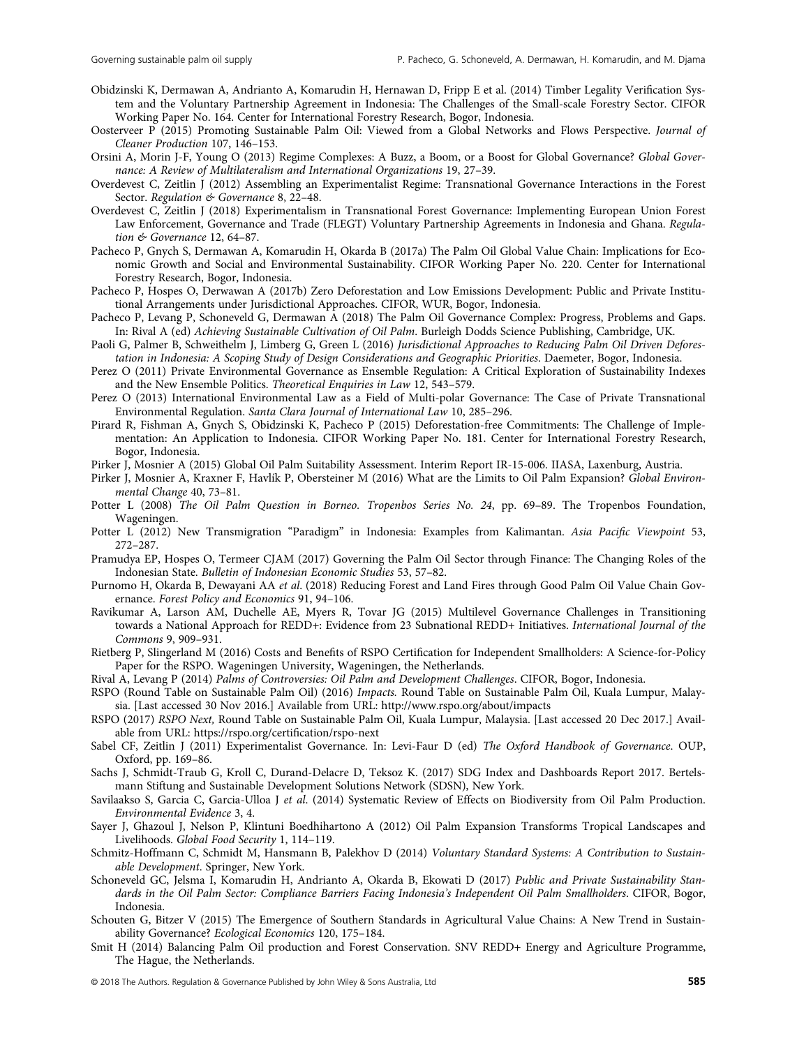Obidzinski K, Dermawan A, Andrianto A, Komarudin H, Hernawan D, Fripp E et al. (2014) Timber Legality Verification System and the Voluntary Partnership Agreement in Indonesia: The Challenges of the Small-scale Forestry Sector. CIFOR Working Paper No. 164. Center for International Forestry Research, Bogor, Indonesia.

Oosterveer P (2015) Promoting Sustainable Palm Oil: Viewed from a Global Networks and Flows Perspective. *Journal of Cleaner Production* 107, 146–153.

Orsini A, Morin J-F, Young O (2013) Regime Complexes: A Buzz, a Boom, or a Boost for Global Governance? *Global Governance: A Review of Multilateralism and International Organizations* 19, 27–39.

Overdevest C, Zeitlin J (2012) Assembling an Experimentalist Regime: Transnational Governance Interactions in the Forest Sector. *Regulation & Governance* 8, 22–48.

Overdevest C, Zeitlin J (2018) Experimentalism in Transnational Forest Governance: Implementing European Union Forest Law Enforcement, Governance and Trade (FLEGT) Voluntary Partnership Agreements in Indonesia and Ghana. *Regulation & Governance* 12, 64–87.

Pacheco P, Gnych S, Dermawan A, Komarudin H, Okarda B (2017a) The Palm Oil Global Value Chain: Implications for Economic Growth and Social and Environmental Sustainability. CIFOR Working Paper No. 220. Center for International Forestry Research, Bogor, Indonesia.

Pacheco P, Hospes O, Derwawan A (2017b) Zero Deforestation and Low Emissions Development: Public and Private Institutional Arrangements under Jurisdictional Approaches. CIFOR, WUR, Bogor, Indonesia.

Pacheco P, Levang P, Schoneveld G, Dermawan A (2018) The Palm Oil Governance Complex: Progress, Problems and Gaps. In: Rival A (ed) *Achieving Sustainable Cultivation of Oil Palm*. Burleigh Dodds Science Publishing, Cambridge, UK.

Paoli G, Palmer B, Schweithelm J, Limberg G, Green L (2016) *Jurisdictional Approaches to Reducing Palm Oil Driven Deforestation in Indonesia: A Scoping Study of Design Considerations and Geographic Priorities*. Daemeter, Bogor, Indonesia.

Perez O (2011) Private Environmental Governance as Ensemble Regulation: A Critical Exploration of Sustainability Indexes and the New Ensemble Politics. *Theoretical Enquiries in Law* 12, 543–579.

Perez O (2013) International Environmental Law as a Field of Multi-polar Governance: The Case of Private Transnational Environmental Regulation. *Santa Clara Journal of International Law* 10, 285–296.

Pirard R, Fishman A, Gnych S, Obidzinski K, Pacheco P (2015) Deforestation-free Commitments: The Challenge of Implementation: An Application to Indonesia. CIFOR Working Paper No. 181. Center for International Forestry Research, Bogor, Indonesia.

Pirker J, Mosnier A (2015) Global Oil Palm Suitability Assessment. Interim Report IR-15-006. IIASA, Laxenburg, Austria.

Pirker J, Mosnier A, Kraxner F, Havlík P, Obersteiner M (2016) What are the Limits to Oil Palm Expansion? *Global Environmental Change* 40, 73–81.

Potter L (2008) *The Oil Palm Question in Borneo. Tropenbos Series No. 24*, pp. 69–89. The Tropenbos Foundation, Wageningen.

Potter L (2012) New Transmigration "Paradigm" in Indonesia: Examples from Kalimantan. *Asia Pacific Viewpoint* 53, 272–287.

Pramudya EP, Hospes O, Termeer CJAM (2017) Governing the Palm Oil Sector through Finance: The Changing Roles of the Indonesian State. *Bulletin of Indonesian Economic Studies* 53, 57–82.

Purnomo H, Okarda B, Dewayani AA *et al*. (2018) Reducing Forest and Land Fires through Good Palm Oil Value Chain Governance. *Forest Policy and Economics* 91, 94–106.

Ravikumar A, Larson AM, Duchelle AE, Myers R, Tovar JG (2015) Multilevel Governance Challenges in Transitioning towards a National Approach for REDD+: Evidence from 23 Subnational REDD+ Initiatives. *International Journal of the Commons* 9, 909–931.

Rietberg P, Slingerland M (2016) Costs and Benefits of RSPO Certification for Independent Smallholders: A Science-for-Policy Paper for the RSPO. Wageningen University, Wageningen, the Netherlands.

Rival A, Levang P (2014) *Palms of Controversies: Oil Palm and Development Challenges*. CIFOR, Bogor, Indonesia.

RSPO (Round Table on Sustainable Palm Oil) (2016) *Impacts.* Round Table on Sustainable Palm Oil, Kuala Lumpur, Malaysia. [Last accessed 30 Nov 2016.] Available from URL: http://www.rspo.org/about/impacts

RSPO (2017) *RSPO Next*, Round Table on Sustainable Palm Oil, Kuala Lumpur, Malaysia. [Last accessed 20 Dec 2017.] Available from URL: https://rspo.org/certification/rspo-next

Sabel CF, Zeitlin J (2011) Experimentalist Governance. In: Levi-Faur D (ed) *The Oxford Handbook of Governance*. OUP, Oxford, pp. 169–86.

Sachs J, Schmidt-Traub G, Kroll C, Durand-Delacre D, Teksoz K. (2017) SDG Index and Dashboards Report 2017. Bertelsmann Stiftung and Sustainable Development Solutions Network (SDSN), New York.

Savilaakso S, Garcia C, Garcia-Ulloa J *et al*. (2014) Systematic Review of Effects on Biodiversity from Oil Palm Production. *Environmental Evidence* 3, 4.

Sayer J, Ghazoul J, Nelson P, Klintuni Boedhihartono A (2012) Oil Palm Expansion Transforms Tropical Landscapes and Livelihoods. *Global Food Security* 1, 114–119.

Schmitz-Hoffmann C, Schmidt M, Hansmann B, Palekhov D (2014) *Voluntary Standard Systems: A Contribution to Sustainable Development*. Springer, New York.

Schoneveld GC, Jelsma I, Komarudin H, Andrianto A, Okarda B, Ekowati D (2017) *Public and Private Sustainability Standards in the Oil Palm Sector: Compliance Barriers Facing Indonesia's Independent Oil Palm Smallholders*. CIFOR, Bogor, Indonesia.

Schouten G, Bitzer V (2015) The Emergence of Southern Standards in Agricultural Value Chains: A New Trend in Sustainability Governance? *Ecological Economics* 120, 175–184.

Smit H (2014) Balancing Palm Oil production and Forest Conservation. SNV REDD+ Energy and Agriculture Programme, The Hague, the Netherlands.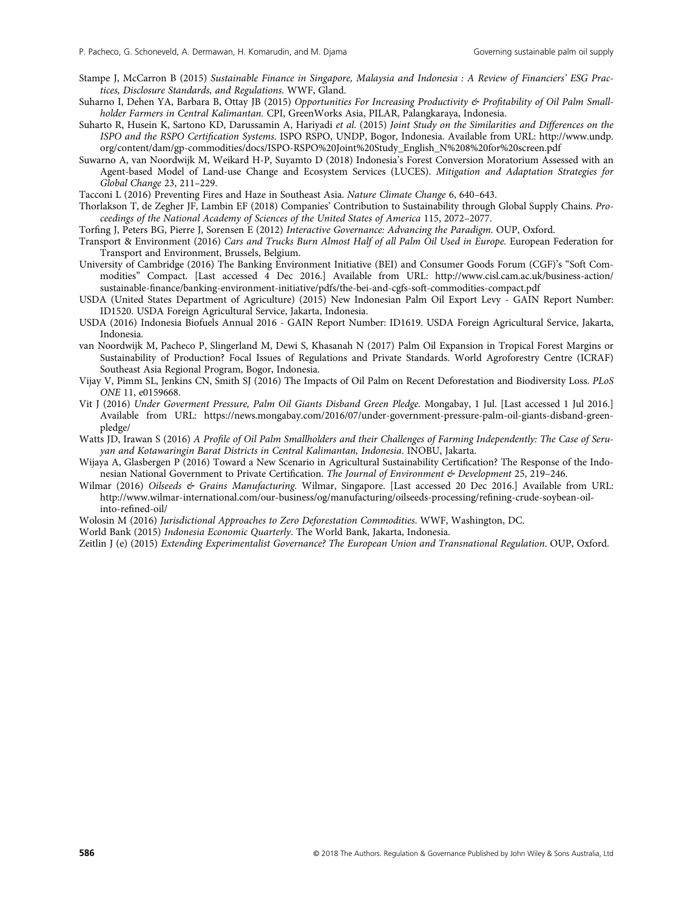Stampe J, McCarron B (2015) *Sustainable Finance in Singapore, Malaysia and Indonesia : A Review of Financiers' ESG Practices, Disclosure Standards, and Regulations*. WWF, Gland.

Suharno I, Dehen YA, Barbara B, Ottay JB (2015) *Opportunities For Increasing Productivity & Profitability of Oil Palm Smallholder Farmers in Central Kalimantan*. CPI, GreenWorks Asia, PILAR, Palangkaraya, Indonesia.

Suharto R, Husein K, Sartono KD, Darussamin A, Hariyadi *et al*. (2015) *Joint Study on the Similarities and Differences on the ISPO and the RSPO Certification Systems*. ISPO RSPO, UNDP, Bogor, Indonesia. Available from URL: http://www.undp.org/content/dam/gp-commodities/docs/ISPO-RSPO%20Joint%20Study_English_N%208%20for%20screen.pdf

Suwarno A, van Noordwijk M, Weikard H-P, Suyamto D (2018) Indonesia's Forest Conversion Moratorium Assessed with an Agent-based Model of Land-use Change and Ecosystem Services (LUCES). *Mitigation and Adaptation Strategies for Global Change* 23, 211–229.

Tacconi L (2016) Preventing Fires and Haze in Southeast Asia. *Nature Climate Change* 6, 640–643.

Thorlakson T, de Zegher JF, Lambin EF (2018) Companies' Contribution to Sustainability through Global Supply Chains. *Proceedings of the National Academy of Sciences of the United States of America* 115, 2072–2077.

Torfing J, Peters BG, Pierre J, Sorensen E (2012) *Interactive Governance: Advancing the Paradigm*. OUP, Oxford.

Transport & Environment (2016) *Cars and Trucks Burn Almost Half of all Palm Oil Used in Europe*. European Federation for Transport and Environment, Brussels, Belgium.

University of Cambridge (2016) The Banking Environment Initiative (BEI) and Consumer Goods Forum (CGF)'s "Soft Commodities" Compact. [Last accessed 4 Dec 2016.] Available from URL: http://www.cisl.cam.ac.uk/business-action/sustainable-finance/banking-environment-initiative/pdfs/the-bei-and-cgfs-soft-commodities-compact.pdf

USDA (United States Department of Agriculture) (2015) New Indonesian Palm Oil Export Levy - GAIN Report Number: ID1520. USDA Foreign Agricultural Service, Jakarta, Indonesia.

USDA (2016) Indonesia Biofuels Annual 2016 - GAIN Report Number: ID1619. USDA Foreign Agricultural Service, Jakarta, Indonesia.

van Noordwijk M, Pacheco P, Slingerland M, Dewi S, Khasanah N (2017) Palm Oil Expansion in Tropical Forest Margins or Sustainability of Production? Focal Issues of Regulations and Private Standards. World Agroforestry Centre (ICRAF) Southeast Asia Regional Program, Bogor, Indonesia.

Vijay V, Pimm SL, Jenkins CN, Smith SJ (2016) The Impacts of Oil Palm on Recent Deforestation and Biodiversity Loss. *PLoS ONE* 11, e0159668.

Vit J (2016) *Under Goverment Pressure, Palm Oil Giants Disband Green Pledge*. Mongabay, 1 Jul. [Last accessed 1 Jul 2016.] Available from URL: https://news.mongabay.com/2016/07/under-government-pressure-palm-oil-giants-disband-green-pledge/

Watts JD, Irawan S (2016) *A Profile of Oil Palm Smallholders and their Challenges of Farming Independently: The Case of Seruyan and Kotawaringin Barat Districts in Central Kalimantan, Indonesia*. INOBU, Jakarta.

Wijaya A, Glasbergen P (2016) Toward a New Scenario in Agricultural Sustainability Certification? The Response of the Indonesian National Government to Private Certification. *The Journal of Environment & Development* 25, 219–246.

Wilmar (2016) *Oilseeds & Grains Manufacturing*. Wilmar, Singapore. [Last accessed 20 Dec 2016.] Available from URL: http://www.wilmar-international.com/our-business/og/manufacturing/oilseeds-processing/refining-crude-soybean-oil-into-refined-oil/

Wolosin M (2016) *Jurisdictional Approaches to Zero Deforestation Commodities*. WWF, Washington, DC.

World Bank (2015) *Indonesia Economic Quarterly*. The World Bank, Jakarta, Indonesia.

Zeitlin J (e) (2015) *Extending Experimentalist Governance? The European Union and Transnational Regulation*. OUP, Oxford.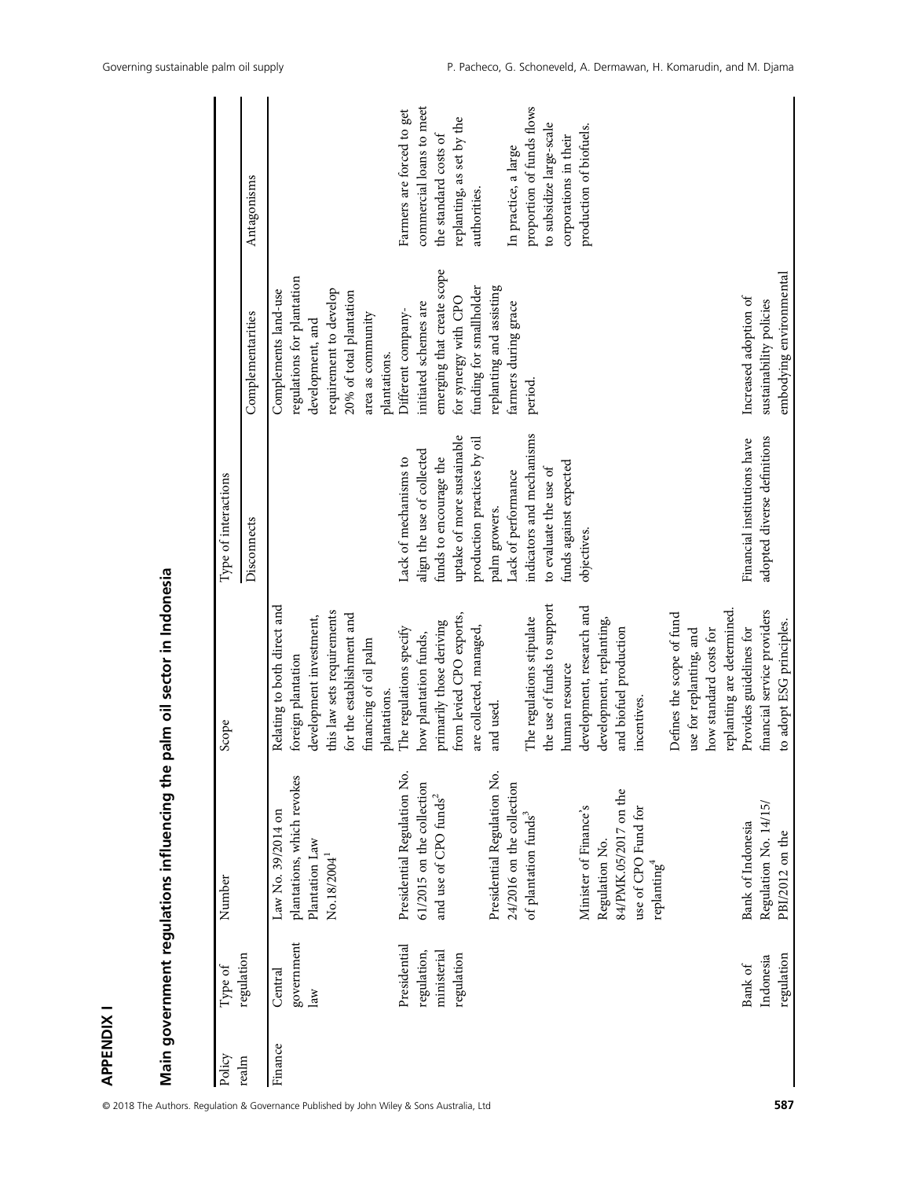## APPENDIX I

### Main government regulations influencing the palm oil sector in Indonesia

| Policy realm | Type of regulation | Number | Scope | Type of interactions | | |
|---|---|---|---|---|---|---|
| | | | | Disconnects | Complementarities | Antagonisms |
| Finance | Central government law | Law No. 39/2014 on plantations, which revokes Plantation Law No.18/2004[1] | Relating to both direct and foreign plantation development investment, this law sets requirements for the establishment and financing of oil palm plantations. | | Complements land-use regulations for plantation development, and requirement to develop 20% of total plantation area as community plantations. | |
| | Presidential regulation, ministerial regulation | Presidential Regulation No. 61/2015 on the collection and use of CPO funds[2]<br><br>Presidential Regulation No. 24/2016 on the collection of plantation funds[3]<br><br>Minister of Finance's Regulation No. 84/PMK.05/2017 on the use of CPO Fund for replanting[4] | The regulations specify how plantation funds, primarily those deriving from levied CPO exports, are collected, managed, and used.<br><br>The regulations stipulate the use of funds to support human resource development, research and development, replanting, and biofuel production incentives.<br><br>Defines the scope of fund use for replanting, and how standard costs for replanting are determined. | Lack of mechanisms to align the use of collected funds to encourage the uptake of more sustainable production practices by oil palm growers.<br><br>Lack of performance indicators and mechanisms to evaluate the use of funds against expected objectives. | Different company-initiated schemes are emerging that create scope for synergy with CPO funding for smallholder replanting and assisting farmers during grace period. | Farmers are forced to get commercial loans to meet the standard costs of replanting, as set by the authorities.<br><br>In practice, a large proportion of funds flows to subsidize large-scale corporations in their production of biofuels. |
| | Bank of Indonesia regulation | Bank of Indonesia Regulation No. 14/15/PBI/2012 on the | Provides guidelines for financial service providers to adopt ESG principles. | Financial institutions have adopted diverse definitions | Increased adoption of sustainability policies embodying environmental | |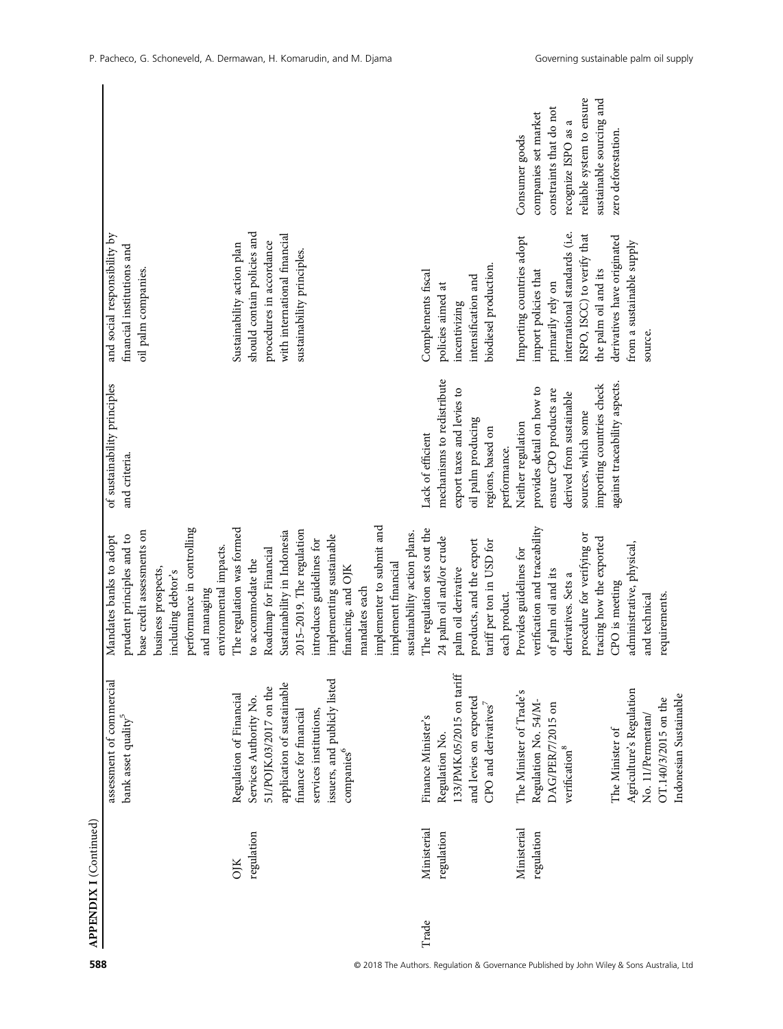**APPENDIX I** (Continued)

| | | | | | | |
|---|---|---|---|---|---|---|
| | | assessment of commercial bank asset quality[5] | Mandates banks to adopt prudent principles and to base credit assessments on business prospects, including debtor's performance in controlling and managing environmental impacts. | of sustainability principles and criteria. | and social responsibility by financial institutions and oil palm companies. | |
| | OJK regulation | Regulation of Financial Services Authority No. 51/POJK.03/2017 on the application of sustainable finance for financial services institutions, issuers, and publicly listed companies[6] | The regulation was formed to accommodate the Roadmap for Financial Sustainability in Indonesia 2015–2019. The regulation introduces guidelines for implementing sustainable financing, and OJK mandates each implementer to submit and implement financial sustainability action plans. | | Sustainability action plan should contain policies and procedures in accordance with international financial sustainability principles. | |
| Trade | Ministerial regulation | Finance Minister's Regulation No. 133/PMK.05/2015 on tariff and levies on exported CPO and derivatives[7] | The regulation sets out the 24 palm oil and/or crude palm oil derivative products, and the export tariff per ton in USD for each product. | Lack of efficient mechanisms to redistribute export taxes and levies to oil palm producing regions, based on performance. | Complements fiscal policies aimed at incentivizing intensification and biodiesel production. | |
| | Ministerial regulation | The Minister of Trade's Regulation No. 54/M-DAG/PER/7/2015 on verification[8]<br><br>The Minister of Agriculture's Regulation No. 11/Permentan/OT.140/3/2015 on the Indonesian Sustainable | Provides guidelines for verification and traceability of palm oil and its derivatives. Sets a procedure for verifying or tracing how the exported CPO is meeting administrative, physical, and technical requirements. | Neither regulation provides detail on how to ensure CPO products are derived from sustainable sources, which some importing countries check against traceability aspects. | Importing countries adopt import policies that primarily rely on international standards (i.e. RSPO, ISCC) to verify that the palm oil and its derivatives have originated from a sustainable supply source. | Consumer goods companies set market constraints that do not recognize ISPO as a reliable system to ensure sustainable sourcing and zero deforestation. |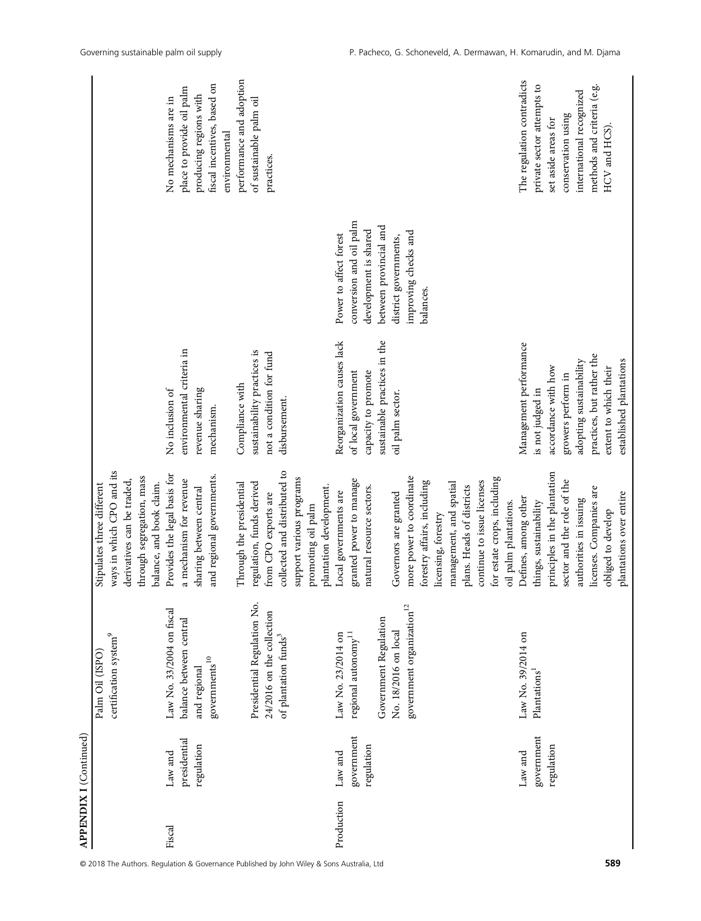**APPENDIX I** (Continued)

| | | | | | | |
|---|---|---|---|---|---|---|
| | | Palm Oil (ISPO) certification system[9] | Stipulates three different ways in which CPO and its derivatives can be traded, through segregation, mass balance, and book claim. | | | |
| Fiscal | Law and presidential regulation | Law No. 33/2004 on fiscal balance between central and regional governments[10] | Provides the legal basis for a mechanism for revenue sharing between central and regional governments. | No inclusion of environmental criteria in revenue sharing mechanism. | | No mechanisms are in place to provide oil palm producing regions with fiscal incentives, based on environmental performance and adoption of sustainable palm oil practices. |
| | | Presidential Regulation No. 24/2016 on the collection of plantation funds[3] | Through the presidential regulation, funds derived from CPO exports are collected and distributed to support various programs promoting oil palm plantation development. | Compliance with sustainability practices is not a condition for fund disbursement. | | |
| Production | Law and government regulation | Law No. 23/2014 on regional autonomy[11] | Local governments are granted power to manage natural resource sectors. | Reorganization causes lack of local government capacity to promote sustainable practices in the oil palm sector. | Power to affect forest conversion and oil palm development is shared between provincial and district governments, improving checks and balances. | |
| | | Government Regulation No. 18/2016 on local government organization[12] | Governors are granted more power to coordinate forestry affairs, including licensing, forestry management, and spatial plans. Heads of districts continue to issue licenses for estate crops, including oil palm plantations. | | | |
| | Law and government regulation | Law No. 39/2014 on Plantations[1] | Defines, among other things, sustainability principles in the plantation sector and the role of the authorities in issuing licenses. Companies are obliged to develop plantations over entire | Management performance is not judged in accordance with how growers perform in adopting sustainability practices, but rather the extent to which their established plantations | | The regulation contradicts private sector attempts to set aside areas for conservation using international recognized methods and criteria (e.g. HCV and HCS). |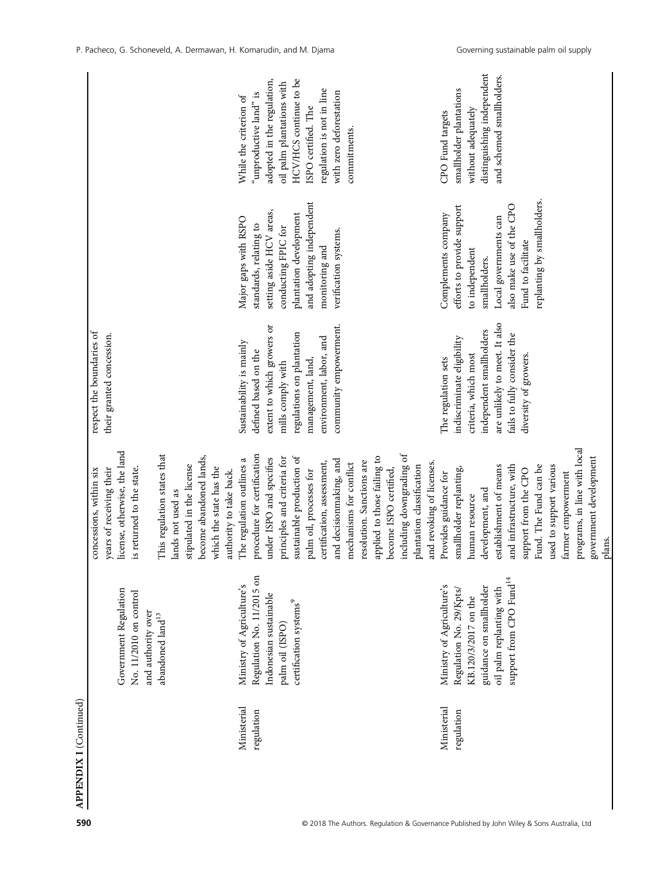**APPENDIX I** (Continued)

| | | | | | |
|---|---|---|---|---|---|
| | | concessions, within six years of receiving their license, otherwise, the land is returned to the state. | respect the boundaries of their granted concession. | | |
| | Government Regulation No. 11/2010 on control and authority over abandoned land[13] | This regulation states that lands not used as stipulated in the license become abandoned lands, which the state has the authority to take back. | | | |
| Ministerial regulation | Ministry of Agriculture's Regulation No. 11/2015 on Indonesian sustainable palm oil (ISPO) certification systems[9] | The regulation outlines a procedure for certification under ISPO and specifies principles and criteria for sustainable production of palm oil, processes for certification, assessment, and decisionmaking, and mechanisms for conflict resolution. Sanctions are applied to those failing to become ISPO certified, including downgrading of plantation classification and revoking of licenses. | Sustainability is mainly defined based on the extent to which growers or mills comply with regulations on plantation management, land, environment, labor, and community empowerment. | Major gaps with RSPO standards, relating to setting aside HCV areas, conducting FPIC for plantation development and adopting independent monitoring and verification systems. | While the criterion of "unproductive land" is adopted in the regulation, oil palm plantations with HCV/HCS continue to be ISPO certified. The regulation is not in line with zero deforestation commitments. |
| Ministerial regulation | Ministry of Agriculture's Regulation No. 29/Kpts/KB.120/3/2017 on the guidance on smallholder oil palm replanting with support from CPO Fund[14] | Provides guidance for smallholder replanting, human resource development, and establishment of means and infrastructure, with support from the CPO Fund. The Fund can be used to support various farmer empowerment programs, in line with local government development plans. | The regulation sets indiscriminate eligibility criteria, which most independent smallholders are unlikely to meet. It also fails to fully consider the diversity of growers. | Complements company efforts to provide support to independent smallholders. Local governments can also make use of the CPO Fund to facilitate replanting by smallholders. | CPO Fund targets smallholder plantations without adequately distinguishing independent and schemed smallholders. |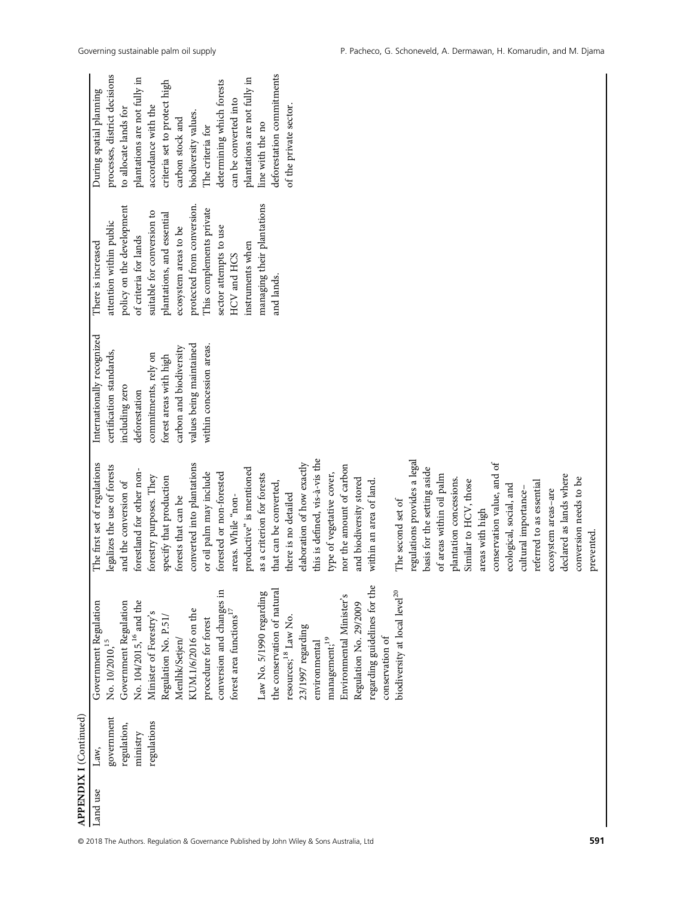**APPENDIX I** (Continued)

| | | | | | | |
|---|---|---|---|---|---|---|
| Land use | Law, government regulation, ministry regulations | Government Regulation No. 10/2010,[15] Government Regulation No. 104/2015,[16] and the Minister of Forestry's Regulation No. P.51/ Menlhk/Setjen/ KUM.1/6/2016 on the procedure for forest conversion and changes in forest area functions[17]<br><br>Law No. 5/1990 regarding the conservation of natural resources;[18] Law No. 23/1997 regarding environmental management;[19] Environmental Minister's Regulation No. 29/2009 regarding guidelines for the conservation of biodiversity at local level[20] | The first set of regulations legalizes the use of forests and the conversion of forestland for other non-forestry purposes. They specify that production forests that can be converted into plantations or oil palm may include forested or non-forested areas. While "non-productive" is mentioned as a criterion for forests that can be converted, there is no detailed elaboration of how exactly this is defined, vis-à-vis the type of vegetative cover, nor the amount of carbon and biodiversity stored within an area of land.<br><br>The second set of regulations provides a legal basis for the setting aside of areas within oil palm plantation concessions. Similar to HCV, those areas with high conservation value, and of ecological, social, and cultural importance–referred to essential ecosystem areas–are declared as lands where conversion needs to be prevented. | Internationally recognized certification standards, including zero deforestation commitments, rely on forest areas with high carbon and biodiversity values being maintained within concession areas. | There is increased attention within public policy on the development of criteria for lands suitable for conversion to plantations, and essential ecosystem areas to be protected from conversion. This complements private sector attempts to use HCV and HCS instruments when managing their plantations and lands. | During spatial planning processes, district decisions to allocate lands for plantations are not fully in accordance with the criteria set to protect high carbon stock and biodiversity values. The criteria for determining which forests can be converted into plantations are not fully in line with the no deforestation commitments of the private sector. |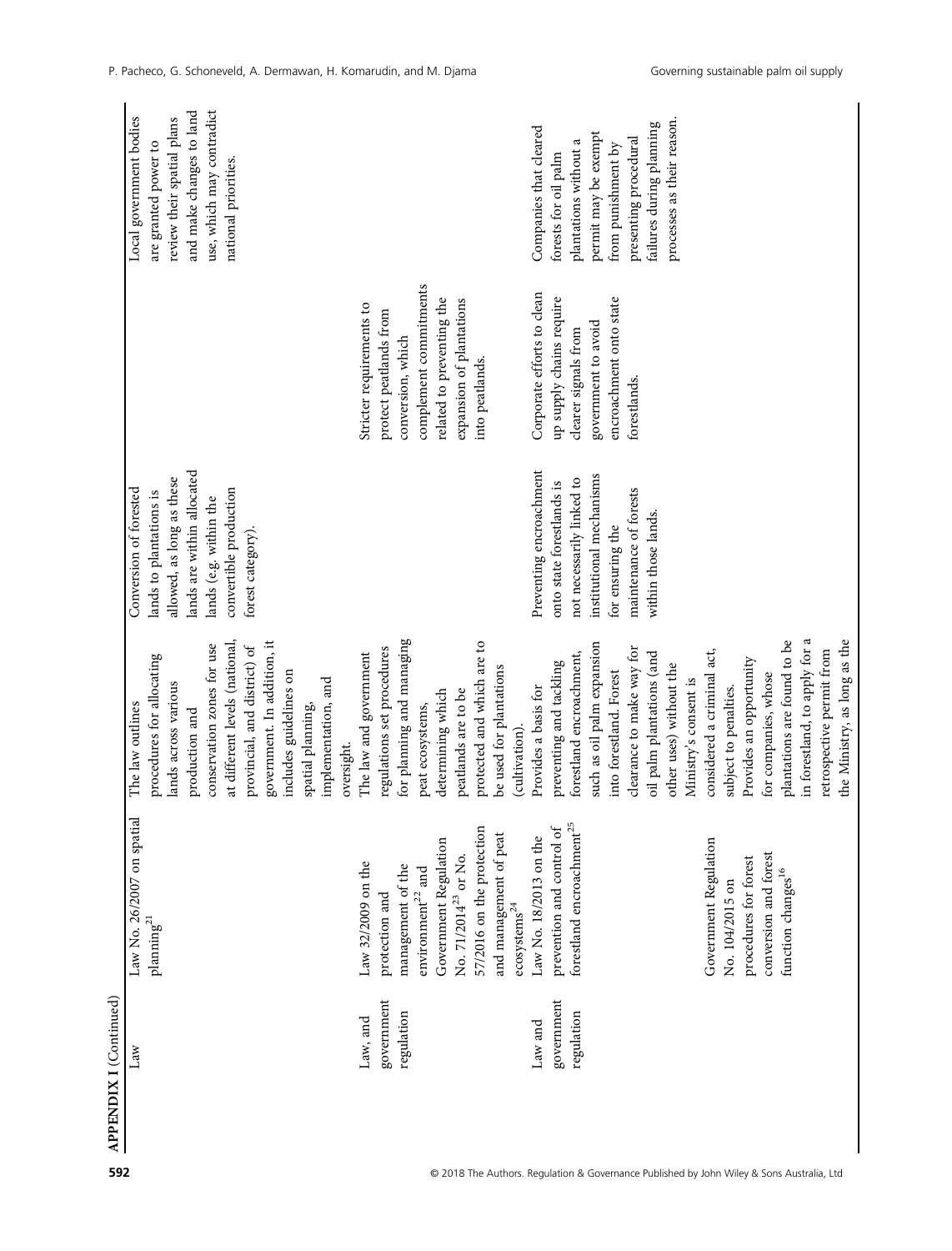**APPENDIX I** (Continued)

| | | | | | |
|---|---|---|---|---|---|
| Law | Law No. 26/2007 on spatial planning[21] | The law outlines procedures for allocating lands across various production and conservation zones for use at different levels (national, provincial, and district) of government. In addition, it includes guidelines on spatial planning, implementation, and oversight. | Conversion of forested lands to plantations is allowed, as long as these lands are within allocated lands (e.g. within the convertible production forest category). | | Local government bodies are granted power to review their spatial plans and make changes to land use, which may contradict national priorities. |
| Law, and government regulation | Law 32/2009 on the protection and management of the environment[22] and Government Regulation No. 71/2014[23] or No. 57/2016 on the protection and management of peat ecosystems[24] | The law and government regulations set procedures for planning and managing peat ecosystems, determining which peatlands are to be protected and which are to be used for plantations (cultivation). | | Stricter requirements to protect peatlands from conversion, which complement commitments related to preventing the expansion of plantations into peatlands. | |
| Law and government regulation | Law No. 18/2013 on the prevention and control of forestland encroachment[25] | Provides a basis for preventing and tackling forestland encroachment, such as oil palm expansion into forestland. Forest clearance to make way for oil palm plantations (and other uses) without the Ministry's consent is considered a criminal act, subject to penalties. | Preventing encroachment onto state forestlands is not necessarily linked to institutional mechanisms for ensuring the maintenance of forests within those lands. | Corporate efforts to clean up supply chains require clearer signals from government to avoid encroachment onto state forestlands. | Companies that cleared forests for oil palm plantations without a permit may be exempt from punishment by presenting procedural failures during planning processes as their reason. |
| | Government Regulation No. 104/2015 on procedures for forest conversion and forest function changes[16] | Provides an opportunity for companies, whose plantations are found to be in forestland, to apply for a retrospective permit from the Ministry, as long as the | | | |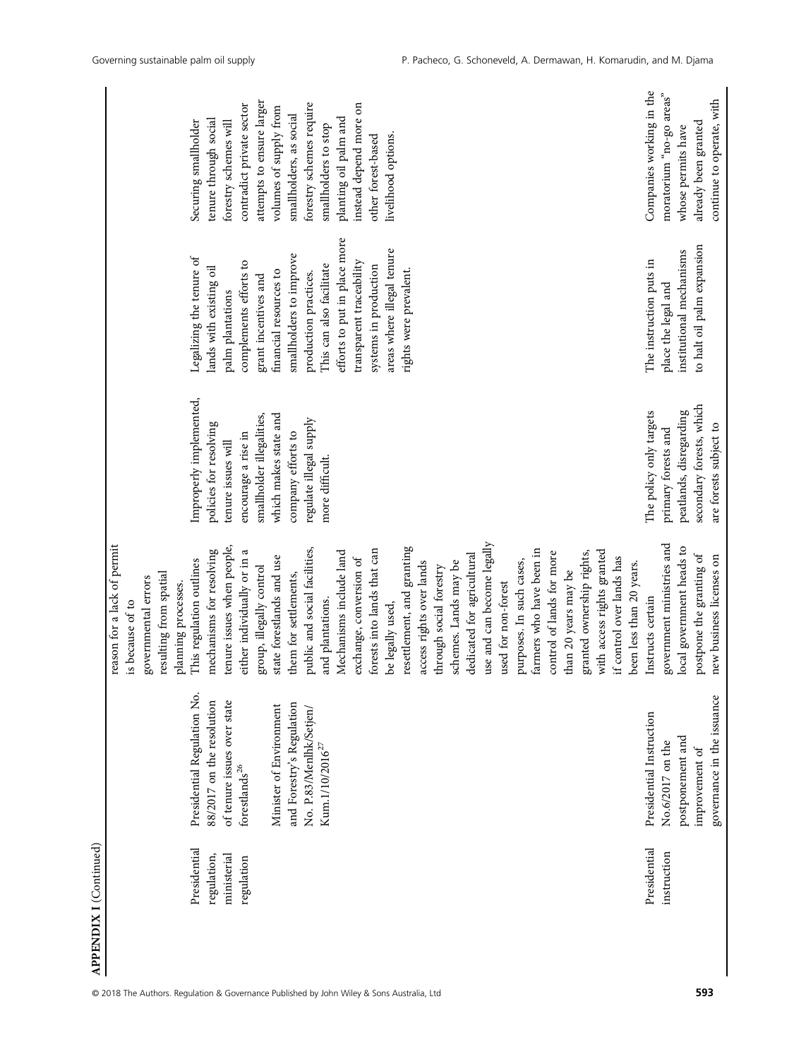**APPENDIX I** (Continued)

| | | | | | |
|---|---|---|---|---|---|
| | | reason for a lack of permit is because of to governmental errors resulting from spatial planning processes. | | | |
| Presidential regulation, ministerial regulation | Presidential Regulation No. 88/2017 on the resolution of tenure issues over state forestlands[26] Minister of Environment and Forestry's Regulation No. P.83/Menlhk/Setjen/Kum.1/10/2016[27] | This regulation outlines mechanisms for resolving tenure issues when people, either individually or in a group, illegally control state forestlands and use them for settlements, public and social facilities, and plantations. Mechanisms include land exchange, conversion of forests into lands that can be legally used, resettlement, and granting access rights over lands through social forestry schemes. Lands may be dedicated for agricultural use and can become legally used for non-forest purposes. In such cases, farmers who have been in control of lands for more than 20 years may be granted ownership rights, with access rights granted if control over lands has been less than 20 years. | Improperly implemented, policies for resolving tenure issues will encourage a rise in smallholder illegalities, which makes state and company efforts to regulate illegal supply more difficult. | Legalizing the tenure of lands with existing oil palm plantations complements efforts to grant incentives and financial resources to smallholders to improve production practices. This can also facilitate efforts to put in place more transparent traceability systems in production areas where illegal tenure rights were prevalent. | Securing smallholder tenure through social forestry schemes will contradict private sector attempts to ensure larger volumes of supply from smallholders, as social forestry schemes require smallholders to stop planting oil palm and instead depend more on other forest-based livelihood options. |
| Presidential instruction | Presidential Instruction No.6/2017 on the postponement and improvement of governance in the issuance | Instructs certain government ministries and local government heads to postpone the granting of new business licenses on | The policy only targets primary forests and peatlands, disregarding secondary forests, which are forests subject to | The instruction puts in place the legal and institutional mechanisms to halt oil palm expansion | Companies working in the moratorium "no-go areas" whose permits have already been granted continue to operate, with |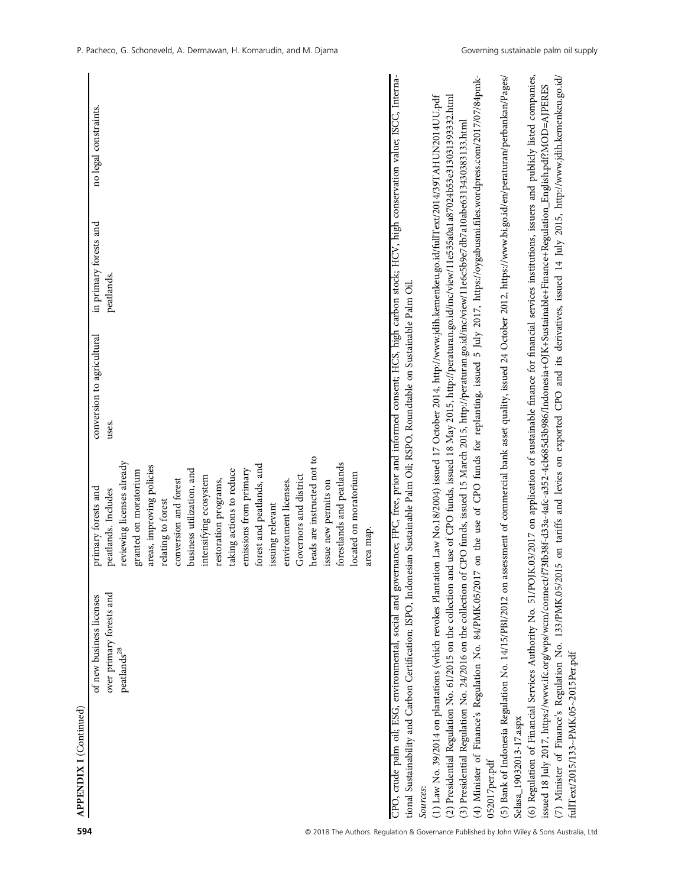**APPENDIX I** (Continued)

| | | | | |
|---|---|---|---|---|
| | of new business licenses over primary forests and peatlands[28] | primary forests and peatlands. Includes reviewing licenses already granted on moratorium areas, improving policies relating to forest conversion and forest business utilization, and intensifying ecosystem restoration programs, taking actions to reduce emissions from primary forest and peatlands, and issuing relevant environment licenses. Governors and district heads are instructed not to issue new permits on forestlands and peatlands located on moratorium area map. | conversion to agricultural uses. | in primary forests and peatlands. | no legal constraints. |

CPO, crude palm oil; ESG, environmental, social and governance; FPC, free, prior and informed consent; HCS, high carbon stock; HCV, high conservation value; ISCC, International Sustainability and Carbon Certification; ISPO, Indonesian Sustainable Palm Oil; RSPO, Roundtable on Sustainable Palm Oil.

*Sources:*

(1) Law No. 39/2014 on plantations (which revokes Plantation Law No.18/2004) issued 17 October 2014, http://www.jdih.kemenkeu.go.id/fullText/2014/39TAHUN2014UU.pdf

(2) Presidential Regulation No. 61/2015 on the collection and use of CPO funds, issued 18 May 2015, http://peraturan.go.id/inc/view/11e535a0a1a87024b53e31303139332.html

(3) Presidential Regulation No. 24/2016 on the collection of CPO funds, issued 15 March 2015, http://peraturan.go.id/inc/view/11e6c5b9e7db7a10abe6313430383133.html

(4) Minister of Finance's Regulation No. 84/PMK.05/2017 on the use of CPO funds for replanting, issued 5 July 2017, https://oygabusmi.files.wordpress.com/2017/07/84pmk-052017per.pdf

(5) Bank of Indonesia Regulation No. 14/15/PBI/2012 on assessment of commercial bank asset quality, issued 24 October 2012, https://www.bi.go.id/en/peraturan/perbankan/Pages/Selasa_19032013-17.aspx

(6) Regulation of Financial Services Authority No. 51/POJK.03/2017 on application of sustainable finance for financial services institutions, issuers and publicly listed companies, issued 18 July 2017, https://www.ifc.org/wps/wcm/connect/f73fb38f-d33a-4afc-a352-4cb685d3b986/Indonesia+OJK+Sustainable+Finance+Regulation_English.pdf?MOD=AJPERES

(7) Minister of Finance's Regulation No. 133/PMK.05/2015 on tariffs and levies on exported CPO and its derivatives, issued 14 July 2015, http://www.jdih.kemenkeu.go.id/fullText/2015/133~PMK.05~2015Per.pdf

© 2018 The Authors. Regulation & Governance Published by John Wiley & Sons Australia, Ltd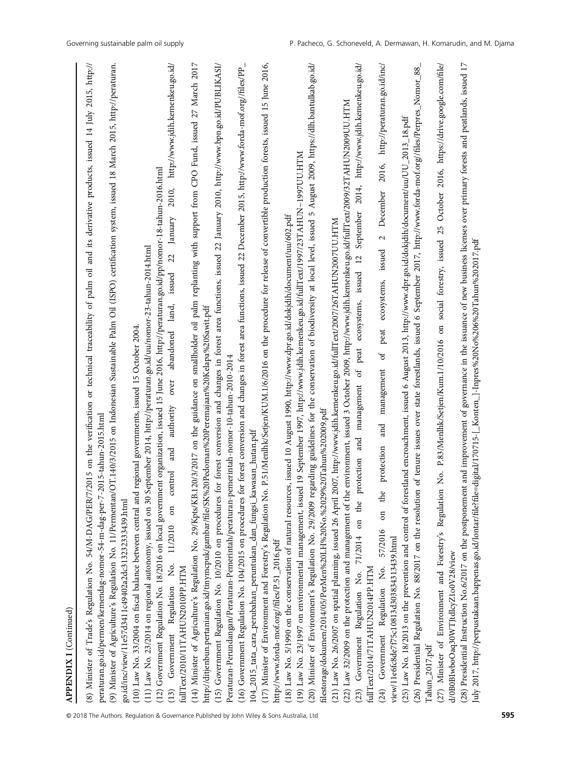**APPENDIX I** (Continued)

(8) Minister of Trade's Regulation No. 54/M-DAG/PER/7/2015 on the verification or technical traceability of palm oil and its derivative products, issued 14 July 2015, http://peraturan.go.id/permen/kemendag-nomor-54-m-dag-per-7-2015-tahun-2015.html

(9) Minister of Agriculture's Regulation No. 11/Permentan/OT.140/3/2015 on Indonesian Sustainable Palm Oil (ISPO) certification system, issued 18 March 2015, http://peraturan.go.id/inc/view/11e57d3411c49402a2dc313232333439.html

(10) Law No. 33/2004 on fiscal balance between central and regional governments, issued 15 October 2004.

(11) Law No. 23/2014 on regional autonomy, issued on 30 September 2014, http://peraturan.go.id/uu/nomor-23-tahun-2014.html

(12) Government Regulation No. 18/2016 on local government organization, issued 15 June 2016, http://peraturan.go.id/pp/nomor-18-tahun-2016.html

(13) Government Regulation No. 11/2010 on control and authority over abandoned land, issued 22 January 2010, http://www.jdih.kemenkeu.go.id/fullText/2010/11TAHUN2010PP.HTM

(14) Minister of Agriculture's Regulation No. 29/Kpts/KB.120/3/2017 on the guidance on smallholder oil palm replanting with support from CPO Fund, issued 27 March 2017 http://ditjenbun.pertanian.go.id/tinymcpuk/gambar/file/SK%20Pedoman%20Peremajaan%20Kelapa%20Sawit.pdf

(15) Government Regulation No. 10/2010 on procedures for forest conversion and changes in forest area functions, issued 22 January 2010, http://www.bpn.go.id/PUBLIKASI/Peraturan-Perundangan/Peraturan-Pemerintah/peraturan-pemerintah-nomor-10-tahun-2010-2014

(16) Government Regulation No. 104/2015 on procedures for forest conversion and changes in forest area functions, issued 22 December 2015, http://www.forda-mof.org/files/PP_104_2015_tata_cara_perubahan_peruntukan_dan_fungsi_kawasan_hutan.pdf

(17) Minister of Environment and Forestry's Regulation No. P.51/Menlhk/Setjen/KUM.1/6/2016 on the procedure for release of convertible production forests, issued 15 June 2016, http://www.forda-mof.org/files/P.51_2016.pdf

(18) Law No. 5/1990 on the conservation of natural resources, issued 10 August 1990, http://www.dpr.go.id/dokjdih/document/uu/602.pdf

(19) Law No. 23/1997 on environmental management, issued 19 September 1997, http://www.jdih.kemenkeu.go.id/fullText/1997/23TAHUN~1997UU.HTM

(20) Minister of Environment's Regulation No. 29/2009 regarding guidelines for the conservation of biodiversity at local level, issued 5 August 2009, https://dlh.bantulkab.go.id/filestorage/dokumen/2014/05/PerMen%20LH%20No.%2029%20Tahun%202009.pdf

(21) Law No. 26/2007 on spatial planning, issued 26 April 2007, http://www.jdih.kemenkeu.go.id/fullText/2007/26TAHUN2007UU.HTM

(22) Law 32/2009 on the protection and management of the environment, issued 3 October 2009, http://www.jdih.kemenkeu.go.id/fullText/2009/32TAHUN2009UU.HTM

(23) Government Regulation No. 71/2014 on the protection and management of peat ecosystems, issued 12 September 2014, http://www.jdih.kemenkeu.go.id/fullText/2014/71TAHUN2014PP.HTM

(24) Government Regulation No. 57/2016 on the protection and management of peat ecosystems, issued 2 December 2016, http://peraturan.go.id/inc/view/11e6fc8de7f75c10813d303834313439.html

(25) Law No. 18/2013 on the prevention and control of forestland encroachment, issued 6 August 2013, http://www.dpr.go.id/dokjdih/document/uu/UU_2013_18.pdf

(26) Presidential Regulation No. 88/2017 on the resolution of tenure issues over state forestlands, issued 6 September 2017, http://www.forda-mof.org/files/Perpres_Nomor_88_Tahun_2017.pdf

(27) Minister of Environment and Forestry's Regulation No. P.83/Menlhk/Setjen/Kum.1/10/2016 on social forestry, issued 25 October 2016, https://drive.google.com/file/d/0B0BIwboOaq30WTJtdlcyZ1o0V28/view

(28) Presidential Instruction No.6/2017 on the postponement and improvement of governance in the issuance of new business licenses over primary forests and peatlands, issued 17 July 2017, http://perpustakaan.bappenas.go.id/lontar/file?file=digital/170715-[_Konten_]-Inpres%20No%206%20Tahun%202017.pdf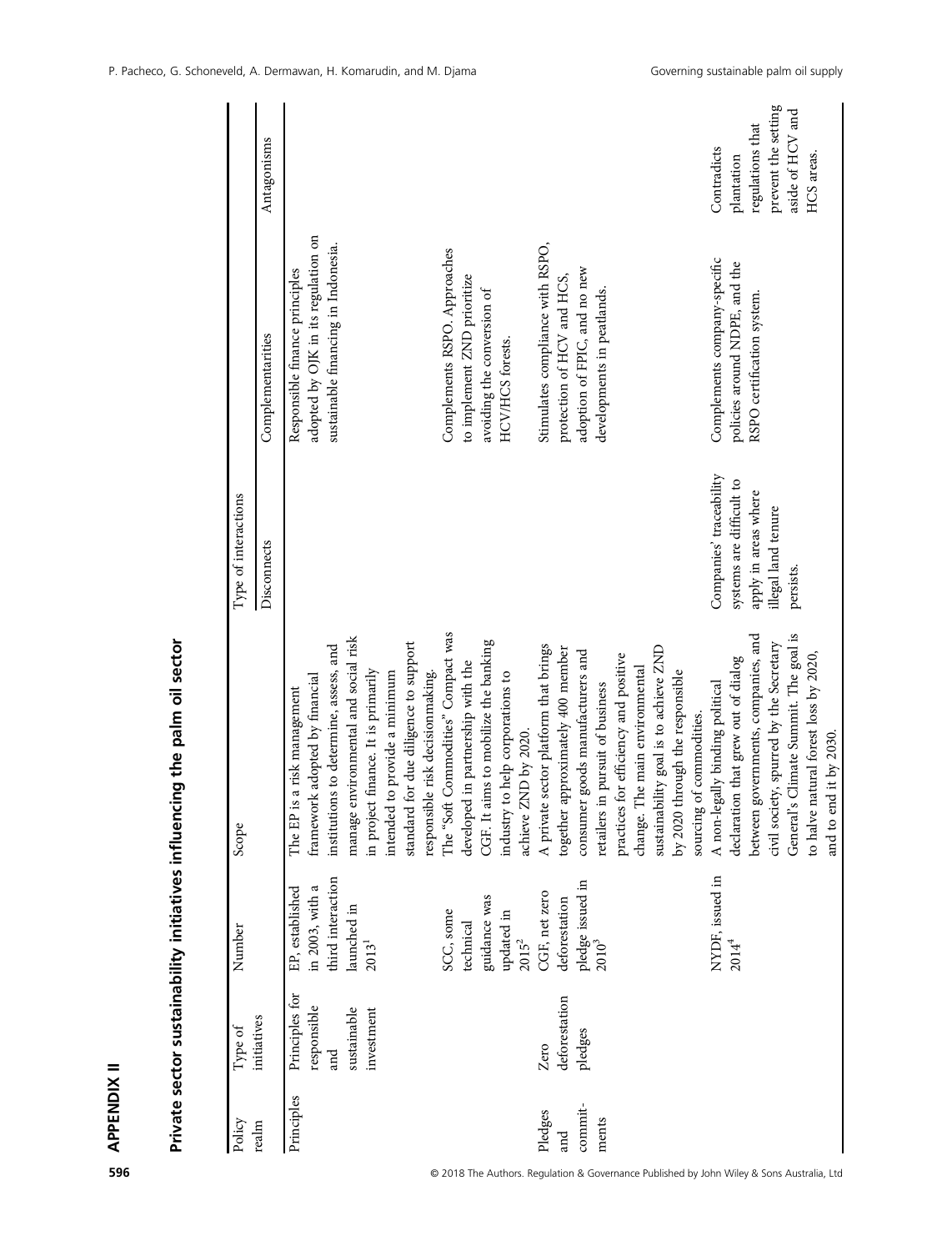## APPENDIX II

### Private sector sustainability initiatives influencing the palm oil sector

| Policy realm | Type of initiatives | Number | Scope | Type of interactions | | |
|---|---|---|---|---|---|---|
| | | | | Disconnects | Complementarities | Antagonisms |
| Principles | Principles for responsible and sustainable investment | EP, established in 2003, with a third interaction launched in 2013[1] | The EP is a risk management framework adopted by financial institutions to determine, assess, and manage environmental and social risk in project finance. It is primarily intended to provide a minimum standard for due diligence to support responsible risk decisionmaking. | | Responsible finance principles adopted by OJK in its regulation on sustainable financing in Indonesia. | |
| | | SCC, some technical guidance was updated in 2015[2] | The "Soft Commodities" Compact was developed in partnership with the CGF. It aims to mobilize the banking industry to help corporations to achieve ZND by 2020. | | Complements RSPO. Approaches to implement ZND prioritize avoiding the conversion of HCV/HCS forests. | |
| Pledges and commit-ments | Zero deforestation pledges | CGF, net zero deforestation pledge issued in 2010[3] | A private sector platform that brings together approximately 400 member consumer goods manufacturers and retailers in pursuit of business practices for efficiency and positive change. The main environmental sustainability goal is to achieve ZND by 2020 through the responsible sourcing of commodities. | | Stimulates compliance with RSPO, protection of HCV and HCS, adoption of FPIC, and no new developments in peatlands. | |
| | | NYDF, issued in 2014[4] | A non-legally binding political declaration that grew out of dialog between governments, companies, and civil society, spurred by the Secretary General's Climate Summit. The goal is to halve natural forest loss by 2020, and to end it by 2030. | Companies' traceability systems are difficult to apply in areas where illegal land tenure persists. | Complements company-specific policies around NDPE, and the RSPO certification system. | Contradicts plantation regulations that prevent the setting aside of HCV and HCS areas. |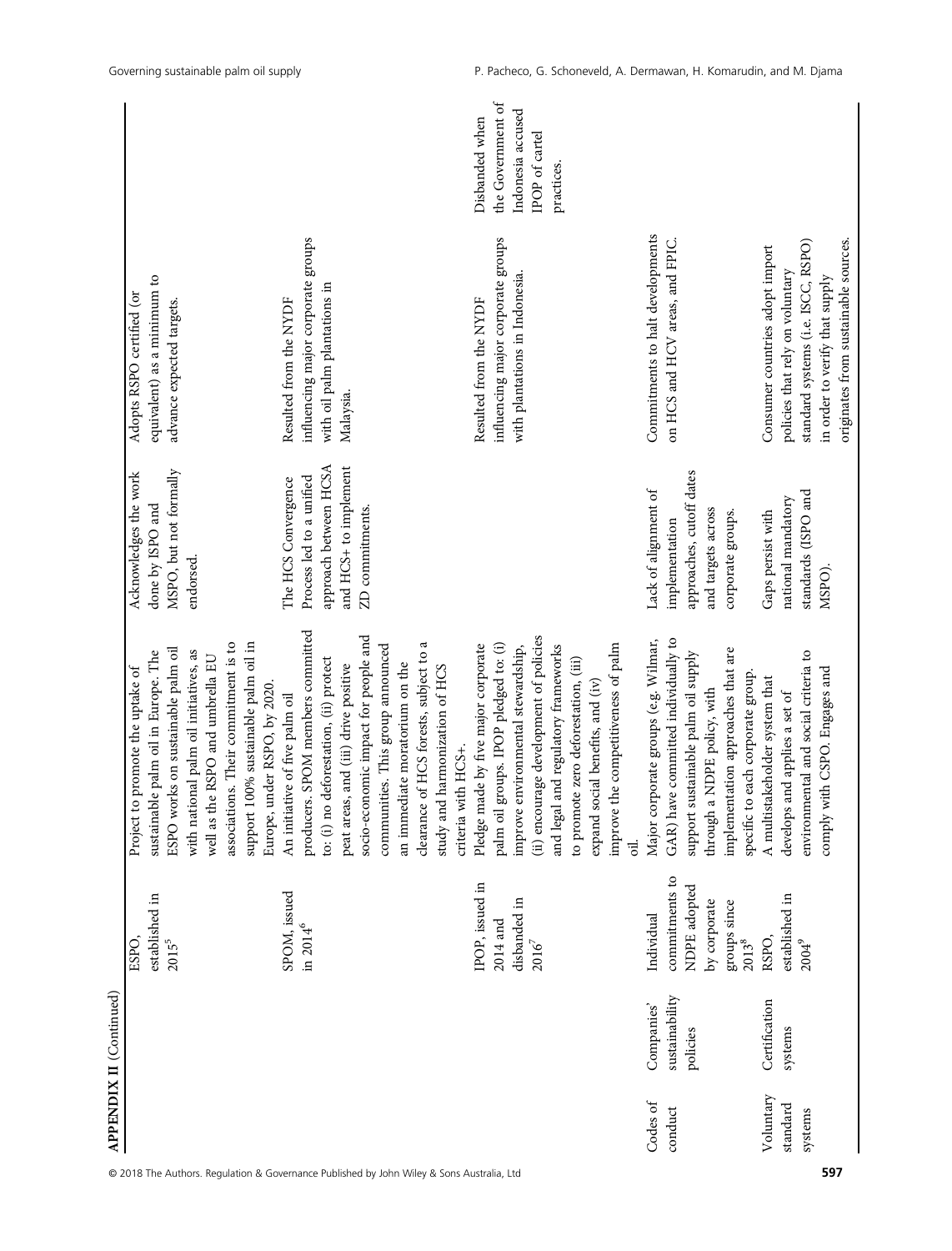**APPENDIX II** (Continued)

| | | | | | | |
|---|---|---|---|---|---|---|
| | | ESPO, established in 2015[5] | Project to promote the uptake of sustainable palm oil in Europe. The ESPO works on sustainable palm oil with national palm oil initiatives, as well as the RSPO and umbrella EU associations. Their commitment is to support 100% sustainable palm oil in Europe, under RSPO, by 2020. | Acknowledges the work done by ISPO and MSPO, but not formally endorsed. | Adopts RSPO certified (or equivalent) as a minimum to advance expected targets. | |
| | | SPOM, issued in 2014[6] | An initiative of five palm oil producers. SPOM members committed to: (i) no deforestation, (ii) protect peat areas, and (iii) drive positive socio-economic impact for people and communities. This group announced an immediate moratorium on the clearance of HCS forests, subject to a study and harmonization of HCS criteria with HCS+. | The HCS Convergence Process led to a unified approach between HCSA and HCS+ to implement ZD commitments. | Resulted from the NYDF influencing major corporate groups with oil palm plantations in Malaysia. | |
| | | IPOP, issued in 2014 and disbanded in 2016[7] | Pledge made by five major corporate palm oil groups. IPOP pledged to: (i) improve environmental stewardship, (ii) encourage development of policies and legal and regulatory frameworks to promote zero deforestation, (iii) expand social benefits, and (iv) improve the competitiveness of palm oil. | | Resulted from the NYDF influencing major corporate groups with plantations in Indonesia. | Disbanded when the Government of Indonesia accused IPOP of cartel practices. |
| Codes of conduct | Companies' sustainability policies | Individual commitments to NDPE adopted by corporate groups since 2013[8] | Major corporate groups (e.g. Wilmar, GAR) have committed individually to support sustainable palm oil supply through a NDPE policy, with implementation approaches that are specific to each corporate group. | Lack of alignment of implementation approaches, cutoff dates and targets across corporate groups. | Commitments to halt developments on HCS and HCV areas, and FPIC. | |
| Voluntary standard systems | Certification systems | RSPO, established in 2004[9] | A multistakeholder system that develops and applies a set of environmental and social criteria to comply with CSPO. Engages and | Gaps persist with national mandatory standards (ISPO and MSPO). | Consumer countries adopt import policies that rely on voluntary standard systems (i.e. ISCC, RSPO) in order to verify that supply originates from sustainable sources. | |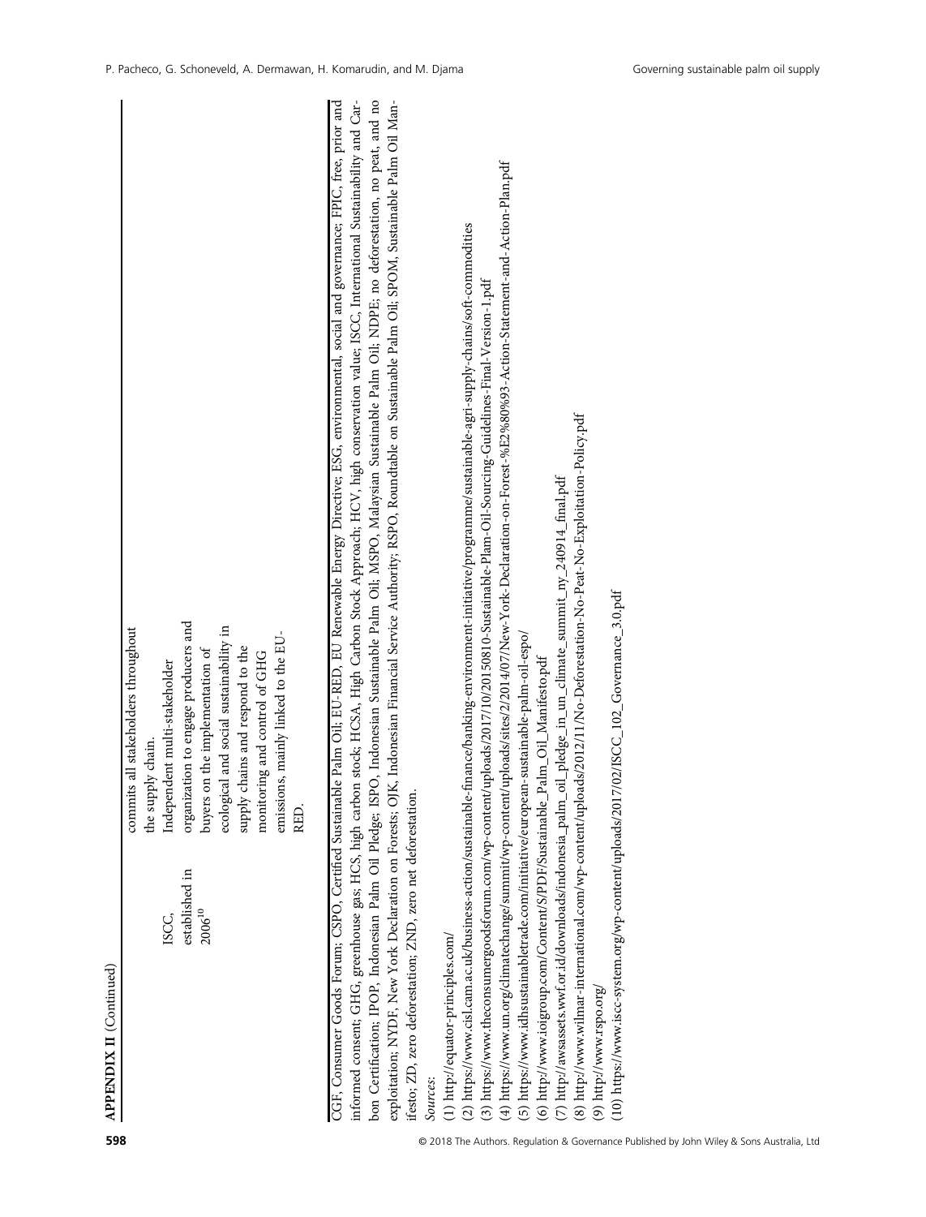**APPENDIX II** (Continued)

| | | |
|---|---|---|
| | ISCC, established in 2006[10] | commits all stakeholders throughout the supply chain. Independent multi-stakeholder organization to engage producers and buyers on the implementation of ecological and social sustainability in supply chains and respond to the monitoring and control of GHG emissions, mainly linked to the EU-RED. |

CGF, Consumer Goods Forum; CSPO, Certified Sustainable Palm Oil; EU-RED, EU Renewable Energy Directive; ESG, environmental, social and governance; FPIC, free, prior and informed consent; GHG, greenhouse gas; HCS, high carbon stock; HCSA, High Carbon Stock Approach; HCV, high conservation value; ISCC, International Sustainability and Carbon Certification; IPOP, Indonesian Palm Oil Pledge; ISPO, Indonesian Sustainable Palm Oil; MSPO, Malaysian Sustainable Palm Oil; NDPE; no deforestation, no peat, and no exploitation; NYDF, New York Declaration on Forests; OJK, Indonesian Financial Service Authority; RSPO, Roundtable on Sustainable Palm Oil; SPOM, Sustainable Palm Oil Manifesto; ZD, zero deforestation; ZND, zero net deforestation.

*Sources:*

(1) http://equator-principles.com/
(2) https://www.cisl.cam.ac.uk/business-action/sustainable-finance/banking-environment-initiative/programme/sustainable-agri-supply-chains/soft-commodities
(3) https://www.theconsumergoodsforum.com/wp-content/uploads/2017/10/20150810-Sustainable-Plam-Oil-Sourcing-Guidelines-Final-Version-1.pdf
(4) https://www.un.org/climatechange/summit/wp-content/uploads/sites/2/2014/07/New-York-Declaration-on-Forest-%E2%80%93-Action-Statement-and-Action-Plan.pdf
(5) https://www.idhsustainabletrade.com/initiative/european-sustainable-palm-oil-espo/
(6) http://www.ioigroup.com/Content/S/PDF/Sustainable_Palm_Oil_Manifesto.pdf
(7) http://awsassets.wwf.or.id/downloads/indonesia_palm_oil_pledge_in_un_climate_summit_ny_240914_final.pdf
(8) http://www.wilmar-international.com/wp-content/uploads/2012/11/No-Deforestation-No-Peat-No-Exploitation-Policy.pdf
(9) http://www.rspo.org/
(10) https://www.iscc-system.org/wp-content/uploads/2017/02/ISCC_102_Governance_3.0.pdf